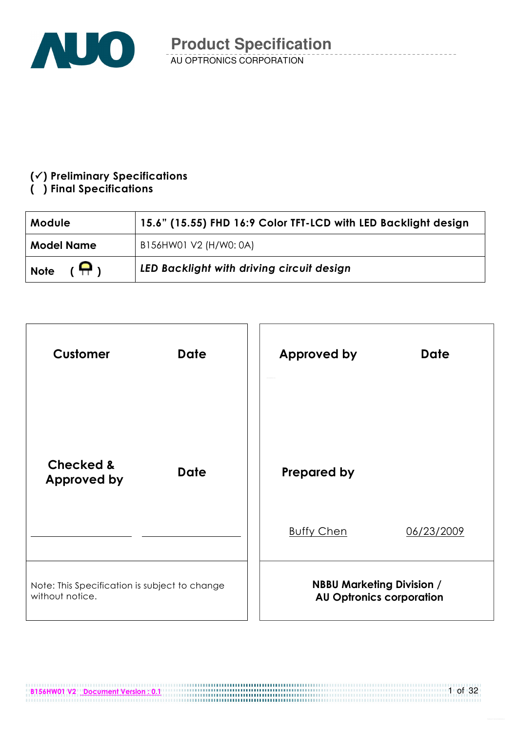# Product Specification

AU OPTRONICS CORPORATION

(✓) Preliminary Specifications
(  ) Final Specifications

| Module | 15.6" (15.55) FHD 16:9 Color TFT-LCD with LED Backlight design |
|---|---|
| Model Name | B156HW01 V2 (H/W0: 0A) |
| Note ( ) | *LED Backlight with driving circuit design* |

| Customer | Date | Approved by | Date |
|---|---|---|---|
| | | | |
| Checked & Approved by | Date | Prepared by | |
| | | Buffy Chen | 06/23/2009 |
| Note: This Specification is subject to change without notice. | | NBBU Marketing Division / AU Optronics corporation | |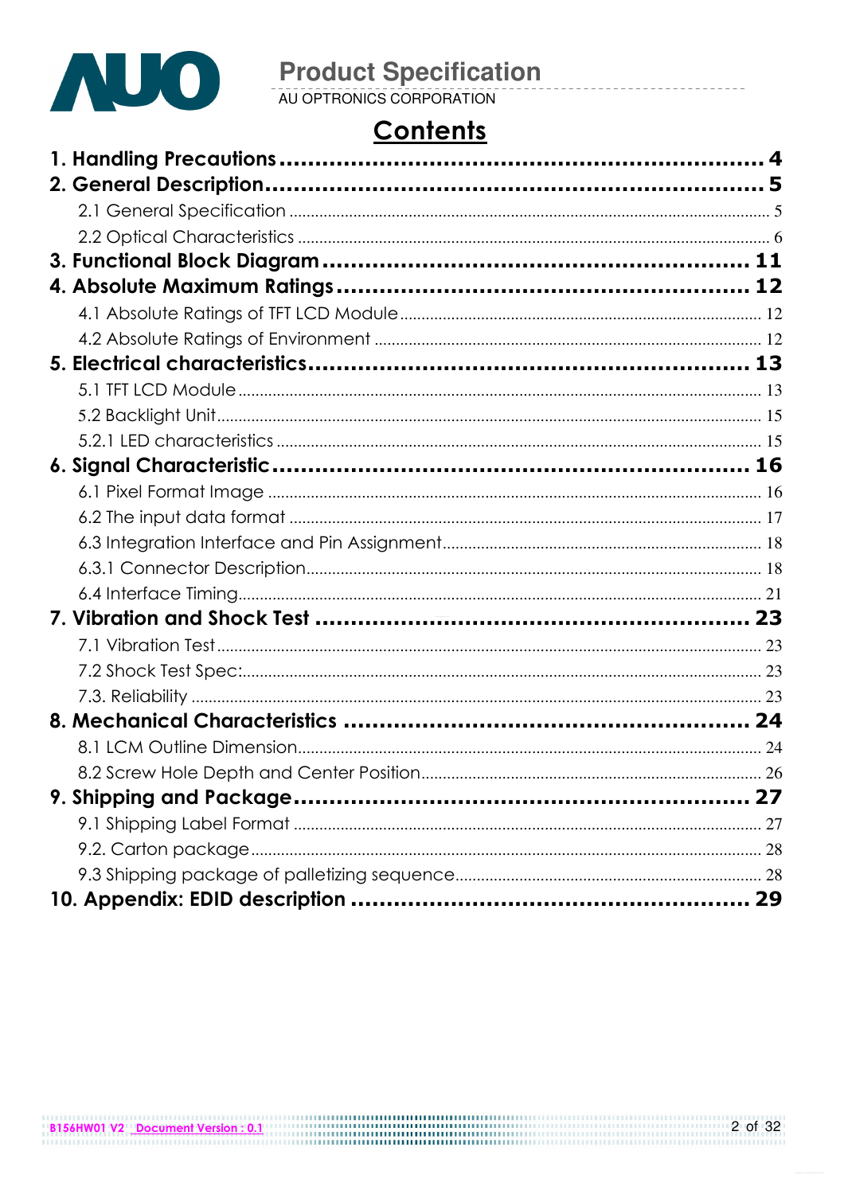# Contents

1. Handling Precautions ........................................................ 4
2. General Description ........................................................ 5
    - 2.1 General Specification ........................................................ 5
    - 2.2 Optical Characteristics ........................................................ 6
3. Functional Block Diagram ........................................................ 11
4. Absolute Maximum Ratings ........................................................ 12
    - 4.1 Absolute Ratings of TFT LCD Module ........................................................ 12
    - 4.2 Absolute Ratings of Environment ........................................................ 12
5. Electrical characteristics ........................................................ 13
    - 5.1 TFT LCD Module ........................................................ 13
    - 5.2 Backlight Unit ........................................................ 15
    - 5.2.1 LED characteristics ........................................................ 15
6. Signal Characteristic ........................................................ 16
    - 6.1 Pixel Format Image ........................................................ 16
    - 6.2 The input data format ........................................................ 17
    - 6.3 Integration Interface and Pin Assignment ........................................................ 18
    - 6.3.1 Connector Description ........................................................ 18
    - 6.4 Interface Timing ........................................................ 21
7. Vibration and Shock Test ........................................................ 23
    - 7.1 Vibration Test ........................................................ 23
    - 7.2 Shock Test Spec: ........................................................ 23
    - 7.3. Reliability ........................................................ 23
8. Mechanical Characteristics ........................................................ 24
    - 8.1 LCM Outline Dimension ........................................................ 24
    - 8.2 Screw Hole Depth and Center Position ........................................................ 26
9. Shipping and Package ........................................................ 27
    - 9.1 Shipping Label Format ........................................................ 27
    - 9.2. Carton package ........................................................ 28
    - 9.3 Shipping package of palletizing sequence ........................................................ 28
10. Appendix: EDID description ........................................................ 29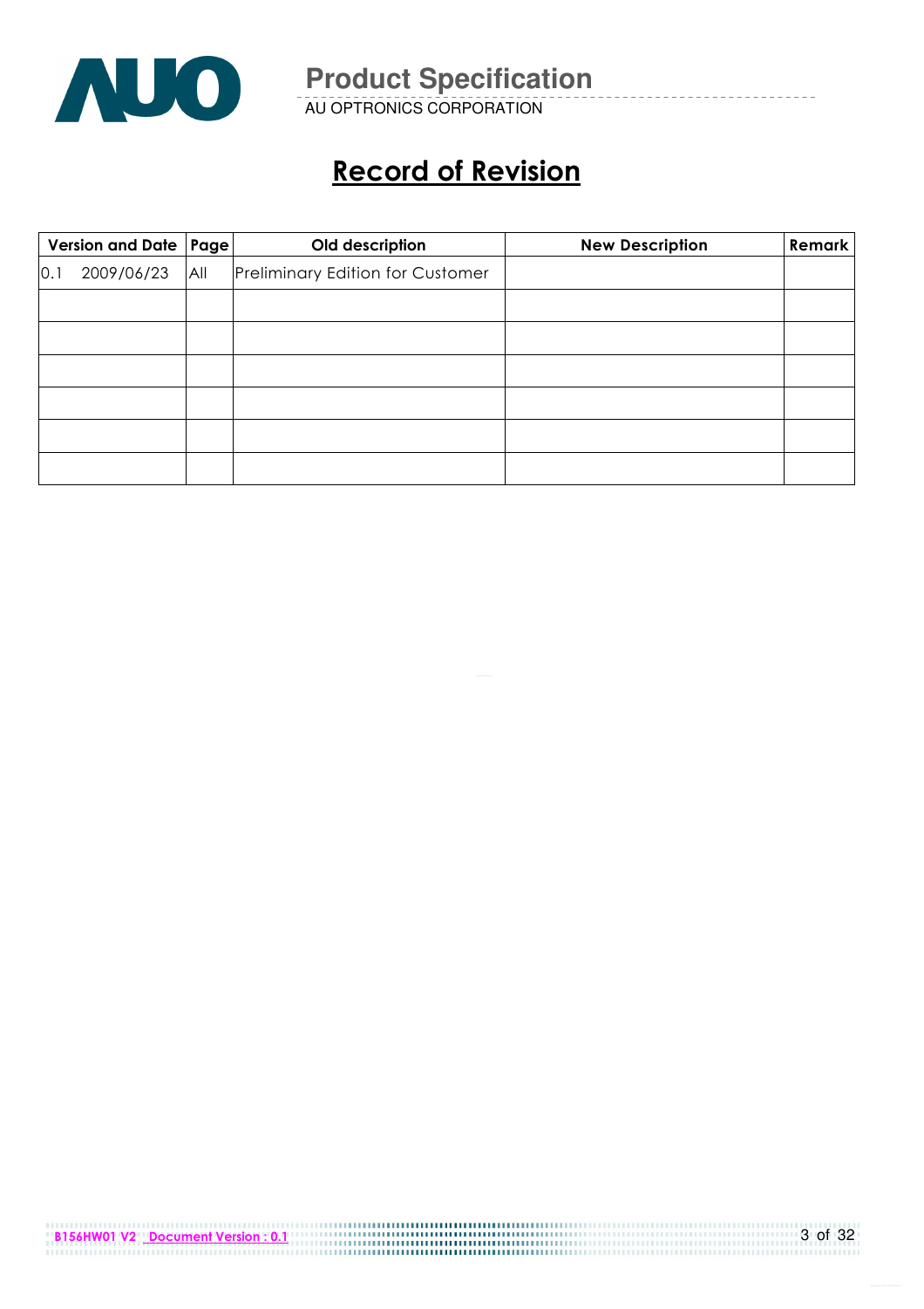# Record of Revision

| Version and Date | Page | Old description | New Description | Remark |
|---|---|---|---|---|
| 0.1 2009/06/23 | All | Preliminary Edition for Customer | | |
| | | | | |
| | | | | |
| | | | | |
| | | | | |
| | | | | |
| | | | | |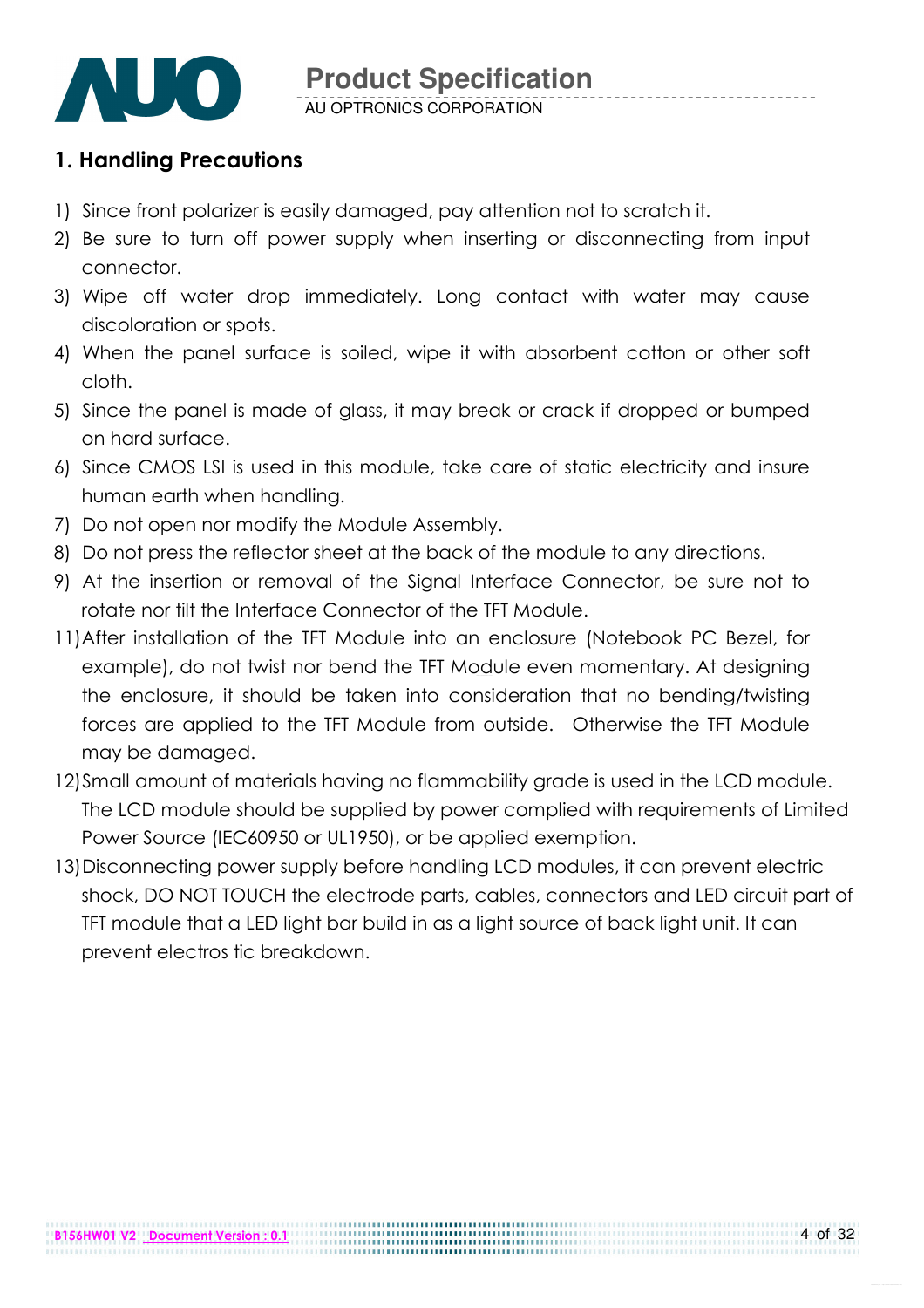## 1. Handling Precautions

1) Since front polarizer is easily damaged, pay attention not to scratch it.
2) Be sure to turn off power supply when inserting or disconnecting from input connector.
3) Wipe off water drop immediately. Long contact with water may cause discoloration or spots.
4) When the panel surface is soiled, wipe it with absorbent cotton or other soft cloth.
5) Since the panel is made of glass, it may break or crack if dropped or bumped on hard surface.
6) Since CMOS LSI is used in this module, take care of static electricity and insure human earth when handling.
7) Do not open nor modify the Module Assembly.
8) Do not press the reflector sheet at the back of the module to any directions.
9) At the insertion or removal of the Signal Interface Connector, be sure not to rotate nor tilt the Interface Connector of the TFT Module.

11) After installation of the TFT Module into an enclosure (Notebook PC Bezel, for example), do not twist nor bend the TFT Module even momentary. At designing the enclosure, it should be taken into consideration that no bending/twisting forces are applied to the TFT Module from outside. Otherwise the TFT Module may be damaged.
12) Small amount of materials having no flammability grade is used in the LCD module. The LCD module should be supplied by power complied with requirements of Limited Power Source (IEC60950 or UL1950), or be applied exemption.
13) Disconnecting power supply before handling LCD modules, it can prevent electric shock, DO NOT TOUCH the electrode parts, cables, connectors and LED circuit part of TFT module that a LED light bar build in as a light source of back light unit. It can prevent electros tic breakdown.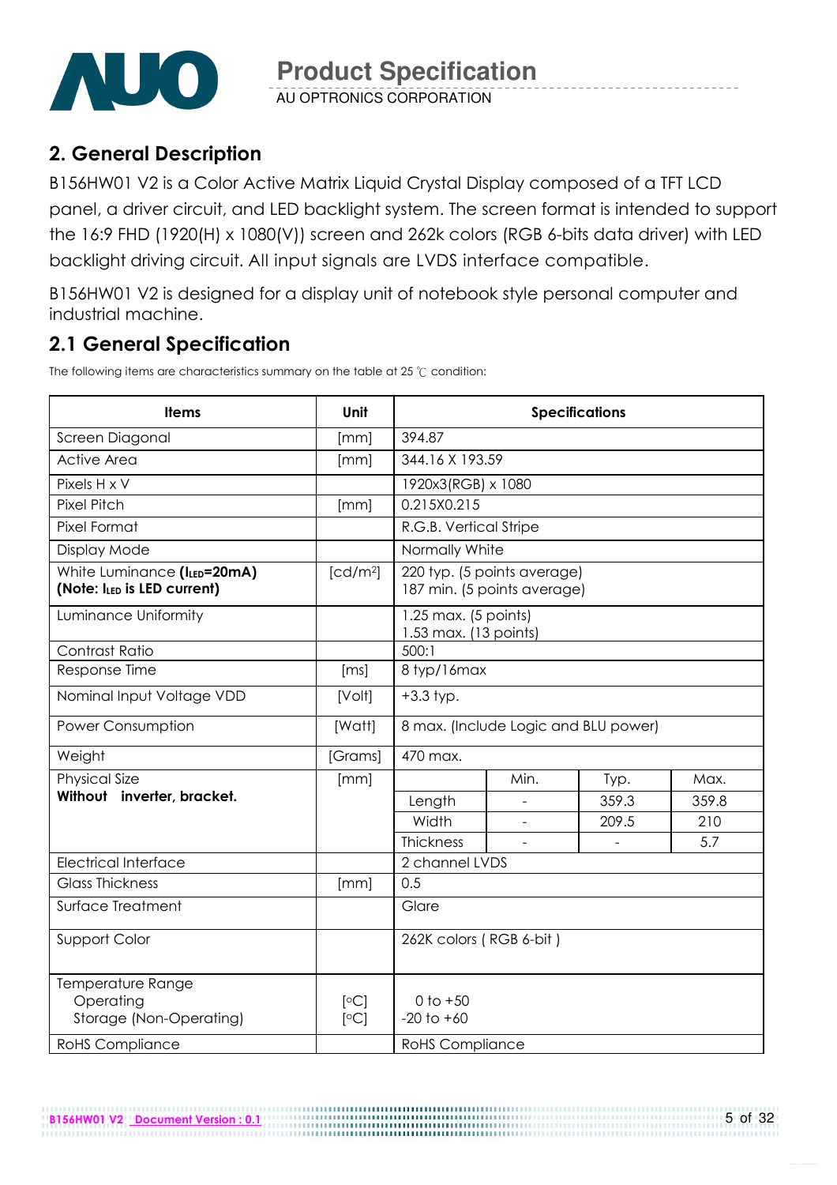## 2. General Description

B156HW01 V2 is a Color Active Matrix Liquid Crystal Display composed of a TFT LCD panel, a driver circuit, and LED backlight system. The screen format is intended to support the 16:9 FHD (1920(H) x 1080(V)) screen and 262k colors (RGB 6-bits data driver) with LED backlight driving circuit. All input signals are LVDS interface compatible.

B156HW01 V2 is designed for a display unit of notebook style personal computer and industrial machine.

## 2.1 General Specification

The following items are characteristics summary on the table at 25 ℃ condition:

| Items | Unit | Specifications | | | |
|---|---|---|---|---|---|
| Screen Diagonal | [mm] | 394.87 | | | |
| Active Area | [mm] | 344.16 X 193.59 | | | |
| Pixels H x V | | 1920x3(RGB) x 1080 | | | |
| Pixel Pitch | [mm] | 0.215X0.215 | | | |
| Pixel Format | | R.G.B. Vertical Stripe | | | |
| Display Mode | | Normally White | | | |
| White Luminance (**$I_{LED}$=20mA**) **(Note: $I_{LED}$ is LED current)** | [cd/m²] | 220 typ. (5 points average)<br>187 min. (5 points average) | | | |
| Luminance Uniformity | | 1.25 max. (5 points)<br>1.53 max. (13 points) | | | |
| Contrast Ratio | | 500:1 | | | |
| Response Time | [ms] | 8 typ/16max | | | |
| Nominal Input Voltage VDD | [Volt] | +3.3 typ. | | | |
| Power Consumption | [Watt] | 8 max. (Include Logic and BLU power) | | | |
| Weight | [Grams] | 470 max. | | | |
| Physical Size<br>**Without inverter, bracket.** | [mm] | | Min. | Typ. | Max. |
| | | Length | - | 359.3 | 359.8 |
| | | Width | - | 209.5 | 210 |
| | | Thickness | - | - | 5.7 |
| Electrical Interface | | 2 channel LVDS | | | |
| Glass Thickness | [mm] | 0.5 | | | |
| Surface Treatment | | Glare | | | |
| Support Color | | 262K colors ( RGB 6-bit ) | | | |
| Temperature Range<br>Operating<br>Storage (Non-Operating) | <br>[°C]<br>[°C] | <br>0 to +50<br>-20 to +60 | | | |
| RoHS Compliance | | RoHS Compliance | | | |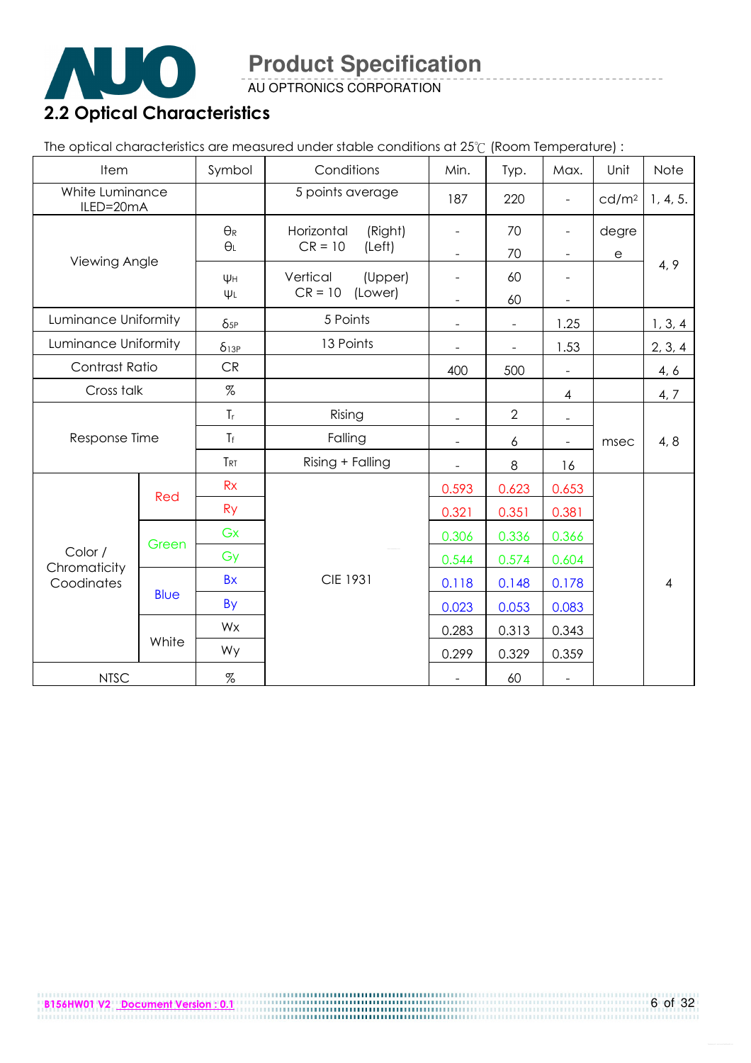## 2.2 Optical Characteristics

The optical characteristics are measured under stable conditions at 25℃ (Room Temperature) :

| Item | | Symbol | Conditions | Min. | Typ. | Max. | Unit | Note |
|---|---|---|---|---|---|---|---|---|
| White Luminance ILED=20mA | | | 5 points average | 187 | 220 | - | cd/m² | 1, 4, 5. |
| Viewing Angle | | $\theta_R$ | Horizontal (Right) CR = 10 | - | 70 | - | degree | 4, 9 |
| | | $\theta_L$ | (Left) | - | 70 | - | | |
| | | $\psi_H$ | Vertical (Upper) CR = 10 | - | 60 | - | | |
| | | $\psi_L$ | (Lower) | - | 60 | - | | |
| Luminance Uniformity | | $\delta_{5P}$ | 5 Points | - | - | 1.25 | | 1, 3, 4 |
| Luminance Uniformity | | $\delta_{13P}$ | 13 Points | - | - | 1.53 | | 2, 3, 4 |
| Contrast Ratio | | CR | | 400 | 500 | - | | 4, 6 |
| Cross talk | | % | | | | 4 | | 4, 7 |
| Response Time | | $T_r$ | Rising | - | 2 | - | msec | 4, 8 |
| | | $T_f$ | Falling | - | 6 | - | | |
| | | $T_{RT}$ | Rising + Falling | - | 8 | 16 | | |
| Color / Chromaticity Coodinates | Red | Rx | CIE 1931 | 0.593 | 0.623 | 0.653 | | 4 |
| | | Ry | | 0.321 | 0.351 | 0.381 | | |
| | Green | Gx | | 0.306 | 0.336 | 0.366 | | |
| | | Gy | | 0.544 | 0.574 | 0.604 | | |
| | Blue | Bx | | 0.118 | 0.148 | 0.178 | | |
| | | By | | 0.023 | 0.053 | 0.083 | | |
| | White | Wx | | 0.283 | 0.313 | 0.343 | | |
| | | Wy | | 0.299 | 0.329 | 0.359 | | |
| NTSC | | % | | - | 60 | - | | |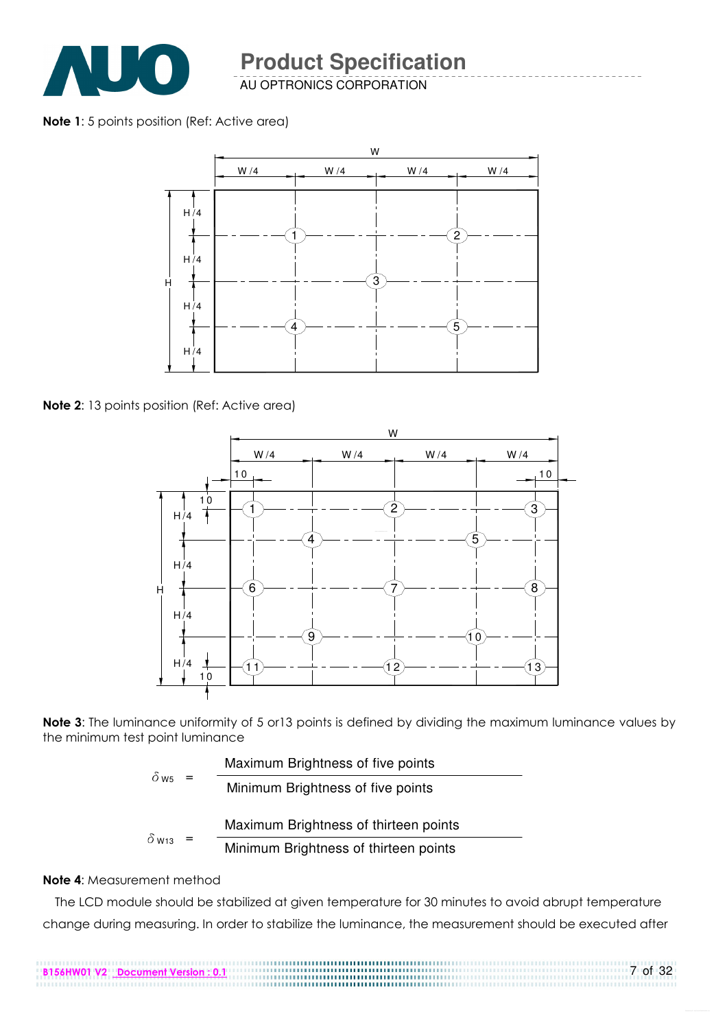**Note 1**: 5 points position (Ref: Active area)

**Note 2**: 13 points position (Ref: Active area)

**Note 3**: The luminance uniformity of 5 or13 points is defined by dividing the maximum luminance values by the minimum test point luminance

$$\delta_{W5} = \frac{\text{Maximum Brightness of five points}}{\text{Minimum Brightness of five points}}$$

$$\delta_{W13} = \frac{\text{Maximum Brightness of thirteen points}}{\text{Minimum Brightness of thirteen points}}$$

**Note 4**: Measurement method

The LCD module should be stabilized at given temperature for 30 minutes to avoid abrupt temperature change during measuring. In order to stabilize the luminance, the measurement should be executed after

B156HW01 V2 Document Version : 0.1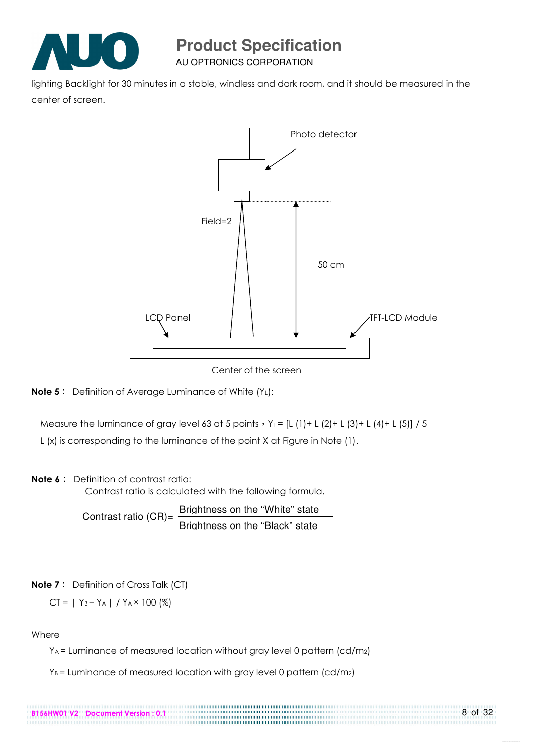lighting Backlight for 30 minutes in a stable, windless and dark room, and it should be measured in the center of screen.

Photo detector

Field=2

50 cm

LCD Panel

TFT-LCD Module

Center of the screen

**Note 5**： Definition of Average Luminance of White ($Y_L$):

Measure the luminance of gray level 63 at 5 points，$Y_L$ = [L (1)+ L (2)+ L (3)+ L (4)+ L (5)] / 5

L (x) is corresponding to the luminance of the point X at Figure in Note (1).

**Note 6**： Definition of contrast ratio:

Contrast ratio is calculated with the following formula.

$$\text{Contrast ratio (CR)} = \frac{\text{Brightness on the “White” state}}{\text{Brightness on the “Black” state}}$$

**Note 7**： Definition of Cross Talk (CT)

$$CT = |\ Y_B - Y_A\ |\ /\ Y_A \times 100\ (\%)$$

Where

$Y_A$ = Luminance of measured location without gray level 0 pattern (cd/$m^2$)

$Y_B$ = Luminance of measured location with gray level 0 pattern (cd/$m^2$)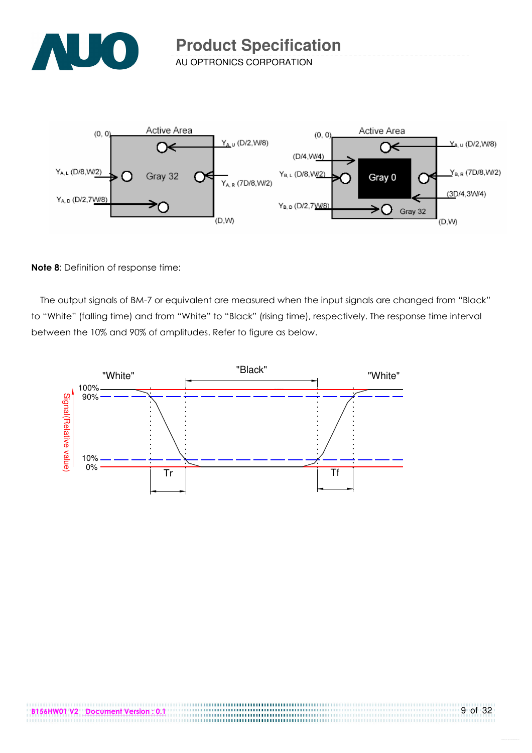**Note 8**: Definition of response time:

The output signals of BM-7 or equivalent are measured when the input signals are changed from "Black" to "White" (falling time) and from "White" to "Black" (rising time), respectively. The response time interval between the 10% and 90% of amplitudes. Refer to figure as below.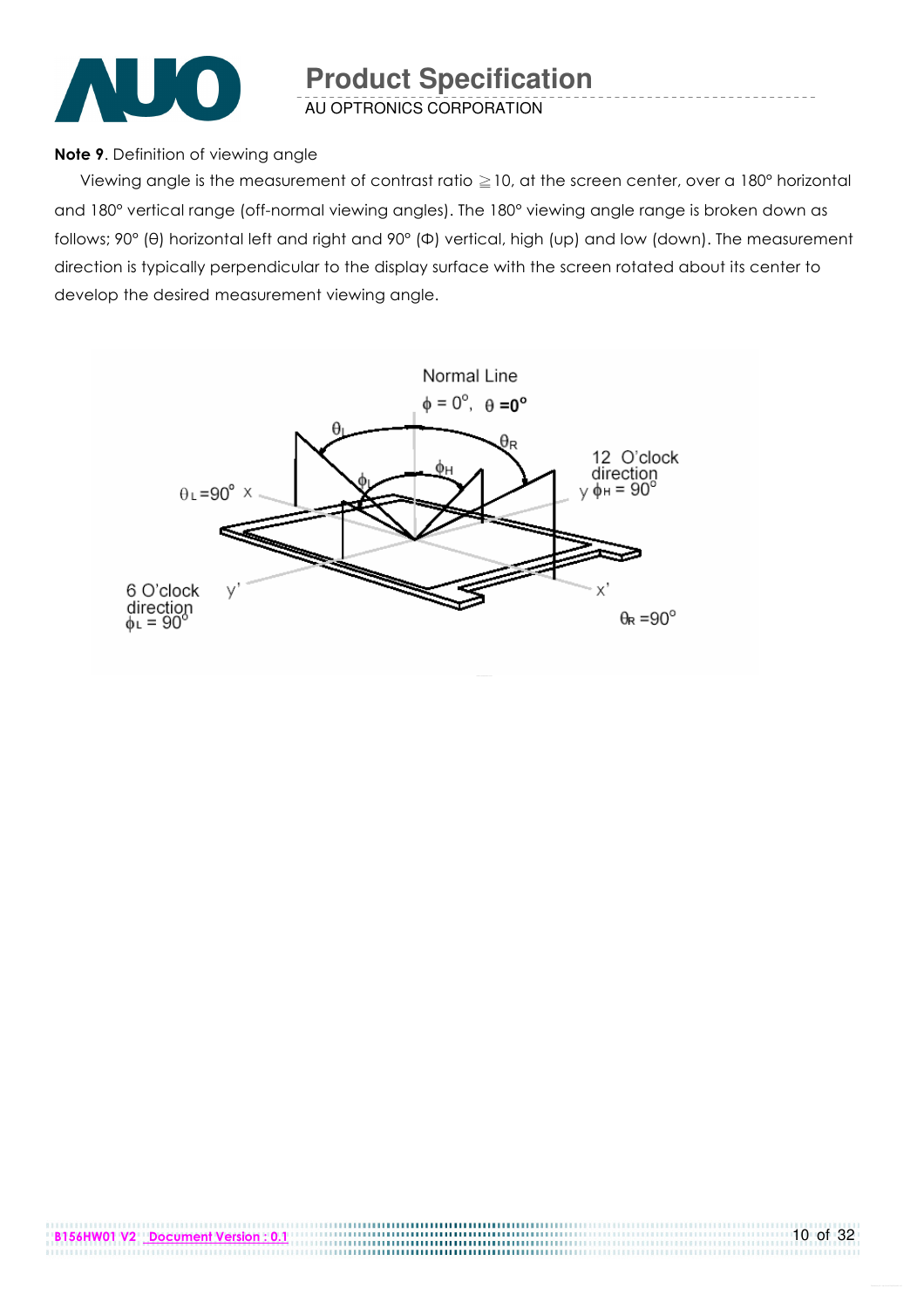**Note 9**. Definition of viewing angle

Viewing angle is the measurement of contrast ratio ≧10, at the screen center, over a 180° horizontal and 180° vertical range (off-normal viewing angles). The 180° viewing angle range is broken down as follows; 90° (θ) horizontal left and right and 90° (Φ) vertical, high (up) and low (down). The measurement direction is typically perpendicular to the display surface with the screen rotated about its center to develop the desired measurement viewing angle.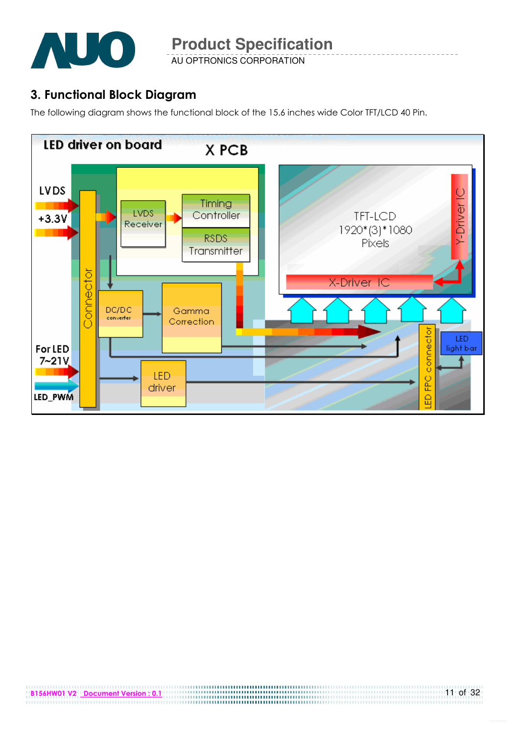## 3. Functional Block Diagram

The following diagram shows the functional block of the 15.6 inches wide Color TFT/LCD 40 Pin.

LED driver on board

X PCB

LVDS

+3.3V

For LED 7~21V

LED_PWM

Connector

LVDS Receiver

Timing Controller

RSDS Transmitter

DC/DC converter

Gamma Correction

LED driver

TFT-LCD 1920*(3)*1080 Pixels

Y-Driver IC

X-Driver IC

LED FPC connector

LED light bar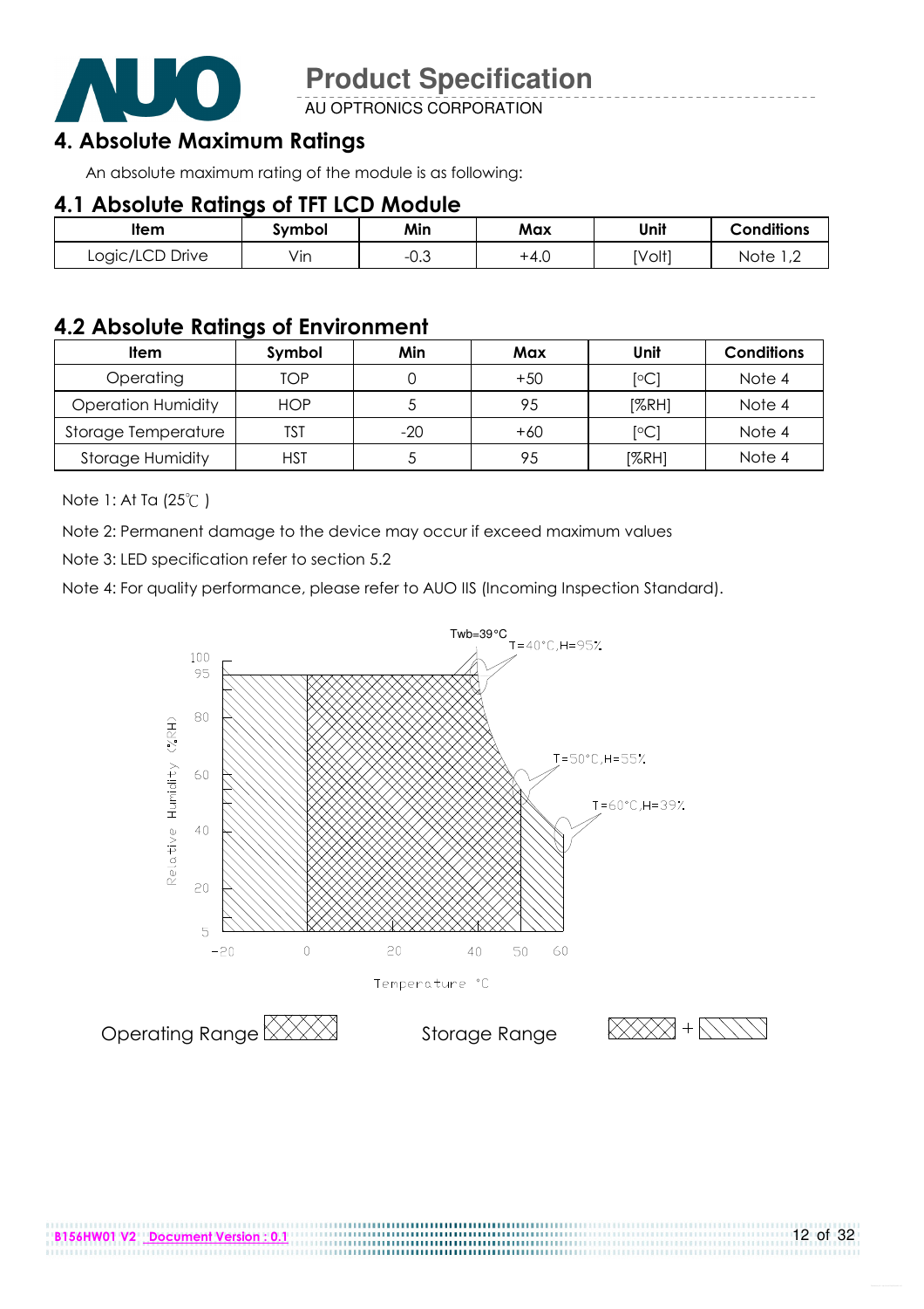## 4. Absolute Maximum Ratings

An absolute maximum rating of the module is as following:

### 4.1 Absolute Ratings of TFT LCD Module

| Item | Symbol | Min | Max | Unit | Conditions |
|---|---|---|---|---|---|
| Logic/LCD Drive | Vin | -0.3 | +4.0 | [Volt] | Note 1,2 |

### 4.2 Absolute Ratings of Environment

| Item | Symbol | Min | Max | Unit | Conditions |
|---|---|---|---|---|---|
| Operating | TOP | 0 | +50 | [°C] | Note 4 |
| Operation Humidity | HOP | 5 | 95 | [%RH] | Note 4 |
| Storage Temperature | TST | -20 | +60 | [°C] | Note 4 |
| Storage Humidity | HST | 5 | 95 | [%RH] | Note 4 |

Note 1: At Ta (25℃ )

Note 2: Permanent damage to the device may occur if exceed maximum values

Note 3: LED specification refer to section 5.2

Note 4: For quality performance, please refer to AUO IIS (Incoming Inspection Standard).

Twb=39°C
T=40°C,H=95%
T=50°C,H=55%
T=60°C,H=39%

Relative Humidity (%RH)

Temperature °C

Operating Range

Storage Range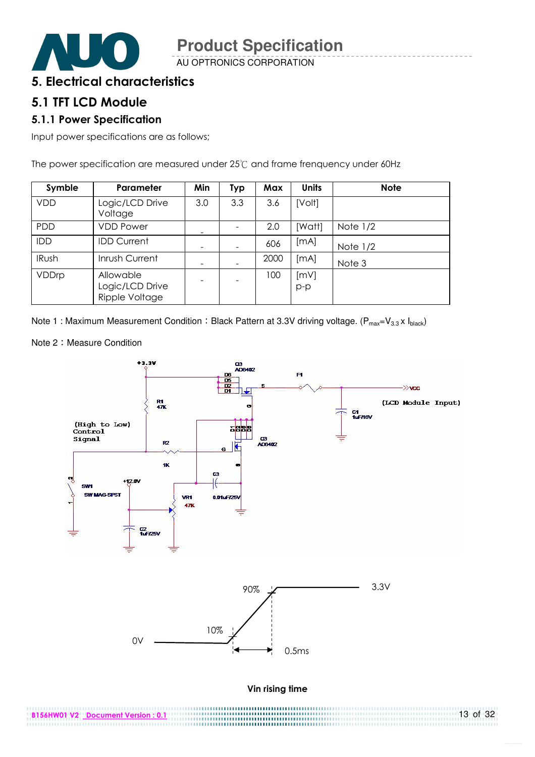# 5. Electrical characteristics

## 5.1 TFT LCD Module

### 5.1.1 Power Specification

Input power specifications are as follows;

The power specification are measured under 25℃ and frame frenquency under 60Hz

| Symble | Parameter | Min | Typ | Max | Units | Note |
|---|---|---|---|---|---|---|
| VDD | Logic/LCD Drive Voltage | 3.0 | 3.3 | 3.6 | [Volt] | |
| PDD | VDD Power | - | - | 2.0 | [Watt] | Note 1/2 |
| IDD | IDD Current | - | - | 606 | [mA] | Note 1/2 |
| IRush | Inrush Current | - | - | 2000 | [mA] | Note 3 |
| VDDrp | Allowable Logic/LCD Drive Ripple Voltage | - | - | 100 | [mV] p-p | |

Note 1 : Maximum Measurement Condition：Black Pattern at 3.3V driving voltage. ($P_{max}=V_{3.3} \times I_{black}$)

Note 2：Measure Condition

+3.3V, Q3 AO6402, F1, VCC (LCD Module Input), R1 47K, C1 1uF/16V, (High to Low) Control Signal, R2 1K, Q3 AO6402, C3 0.01uF/25V, SW1 SW MAG-SPST, +12.0V, VR1 47K, C2 1uF/25V

90% 3.3V

10%

0V 0.5ms

**Vin rising time**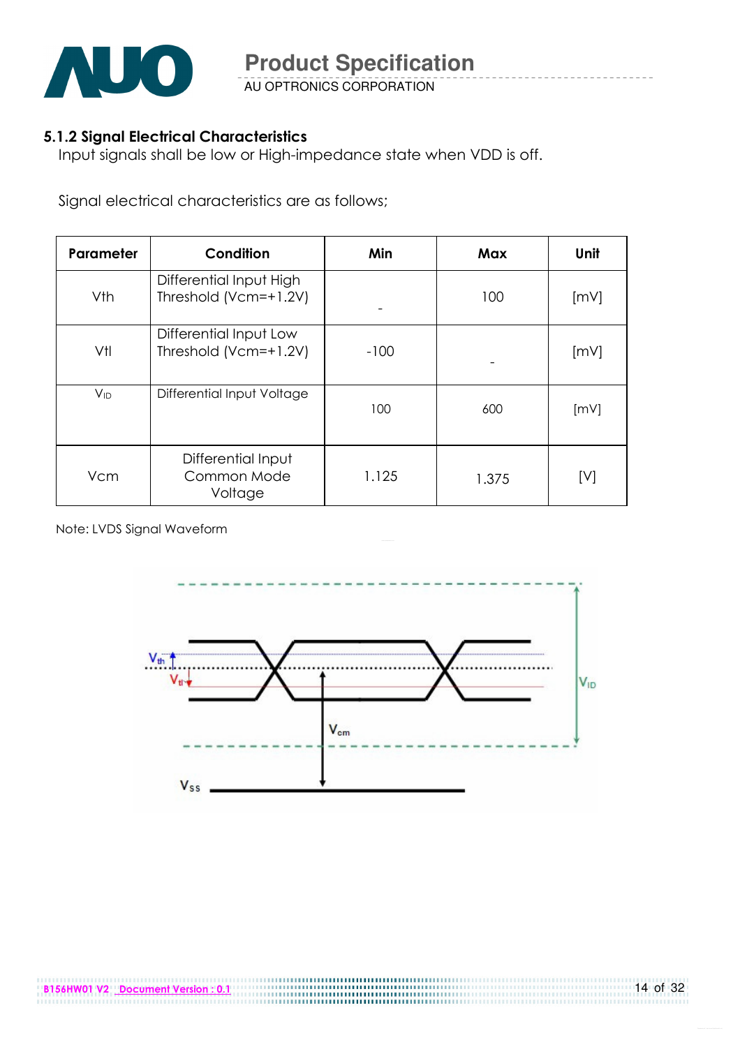### 5.1.2 Signal Electrical Characteristics

Input signals shall be low or High-impedance state when VDD is off.

Signal electrical characteristics are as follows;

| Parameter | Condition | Min | Max | Unit |
|---|---|---|---|---|
| Vth | Differential Input High Threshold (Vcm=+1.2V) | - | 100 | [mV] |
| Vtl | Differential Input Low Threshold (Vcm=+1.2V) | -100 | - | [mV] |
| $V_{ID}$ | Differential Input Voltage | 100 | 600 | [mV] |
| Vcm | Differential Input Common Mode Voltage | 1.125 | 1.375 | [V] |

Note: LVDS Signal Waveform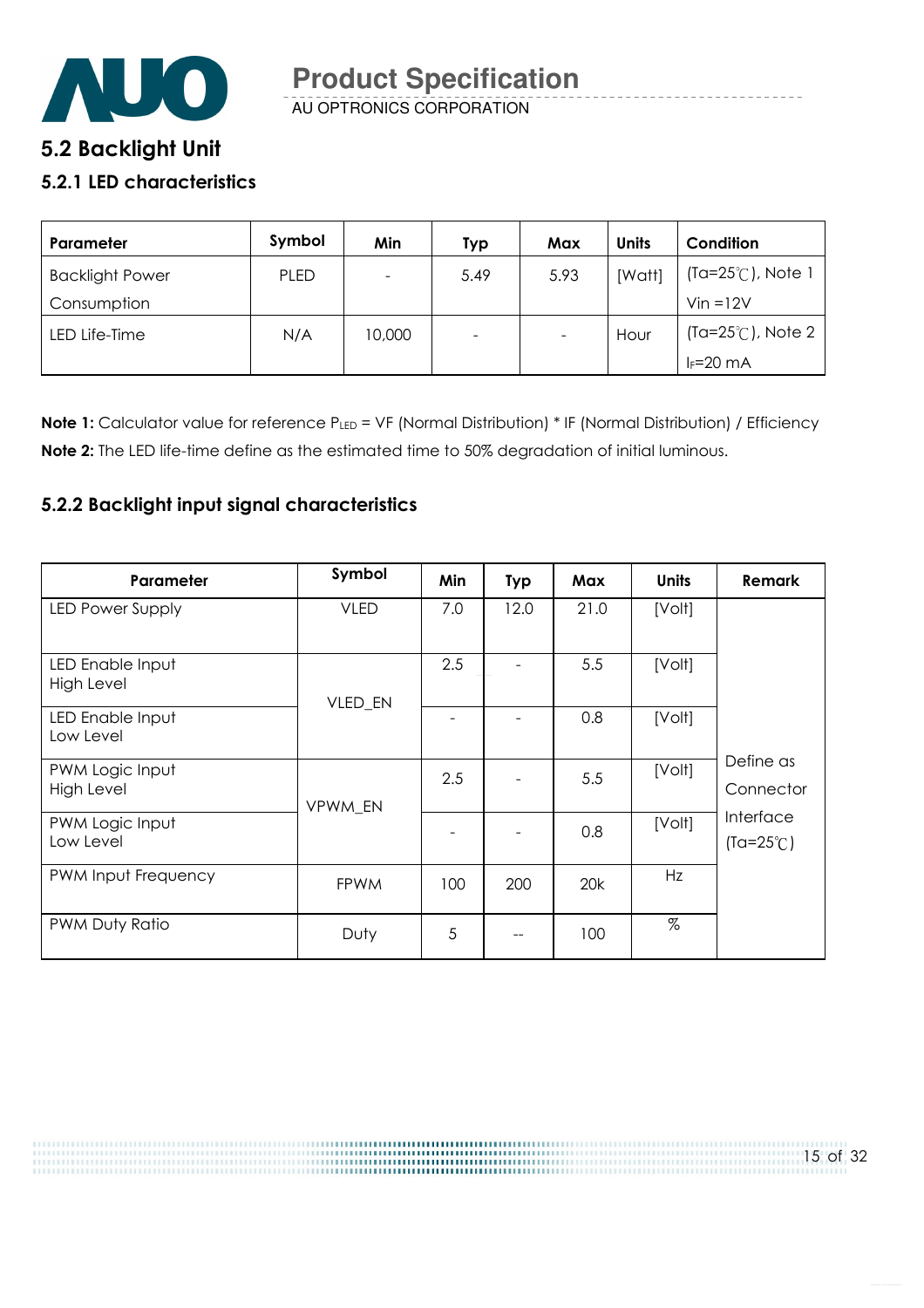## 5.2 Backlight Unit

### 5.2.1 LED characteristics

| Parameter | Symbol | Min | Typ | Max | Units | Condition |
|---|---|---|---|---|---|---|
| Backlight Power Consumption | PLED | - | 5.49 | 5.93 | [Watt] | (Ta=25℃), Note 1 Vin =12V |
| LED Life-Time | N/A | 10,000 | - | - | Hour | (Ta=25℃), Note 2 $I_F$=20 mA |

**Note 1:** Calculator value for reference $P_{LED}$ = VF (Normal Distribution) * IF (Normal Distribution) / Efficiency

**Note 2:** The LED life-time define as the estimated time to 50% degradation of initial luminous.

### 5.2.2 Backlight input signal characteristics

| Parameter | Symbol | Min | Typ | Max | Units | Remark |
|---|---|---|---|---|---|---|
| LED Power Supply | VLED | 7.0 | 12.0 | 21.0 | [Volt] | Define as Connector Interface (Ta=25℃) |
| LED Enable Input High Level | VLED_EN | 2.5 | - | 5.5 | [Volt] | |
| LED Enable Input Low Level | | - | - | 0.8 | [Volt] | |
| PWM Logic Input High Level | VPWM_EN | 2.5 | - | 5.5 | [Volt] | |
| PWM Logic Input Low Level | | - | - | 0.8 | [Volt] | |
| PWM Input Frequency | FPWM | 100 | 200 | 20k | Hz | |
| PWM Duty Ratio | Duty | 5 | -- | 100 | % | |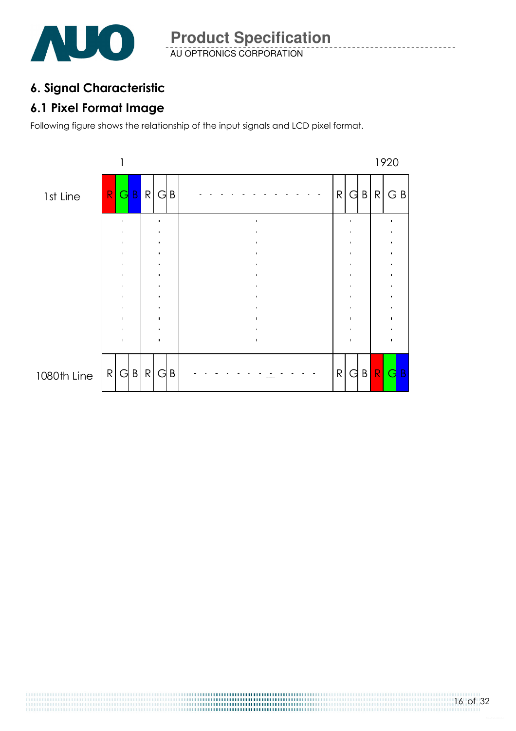## 6. Signal Characteristic

### 6.1 Pixel Format Image

Following figure shows the relationship of the input signals and LCD pixel format.

| | 1 | | | | | | | | | | | | 1920 | |
|---|---|---|---|---|---|---|---|---|---|---|---|---|---|---|
| 1st Line | R | G | B | R | G | B | - - - - - - - - - - - - - | R | G | B | R | G | B |
| | . | | | . | | | . | | . | | | . | |
| 1080th Line | R | G | B | R | G | B | - - - - - - - - - - - - - | R | G | B | R | G | B |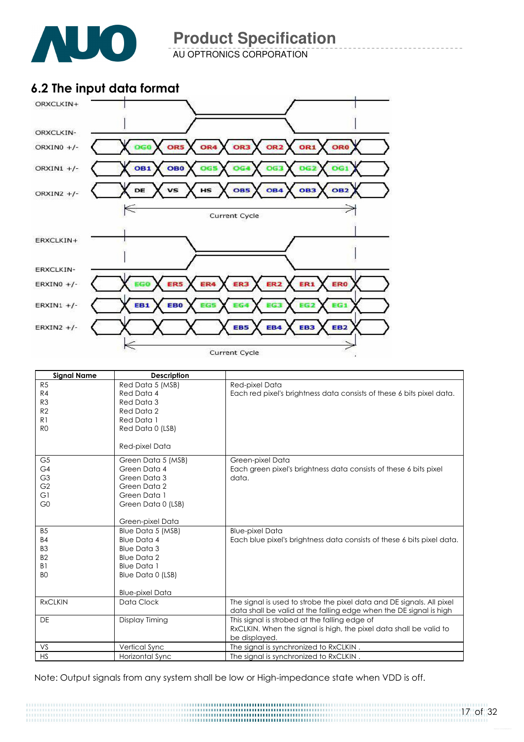## 6.2 The input data format

| Signal Name | Description | |
|---|---|---|
| R5<br>R4<br>R3<br>R2<br>R1<br>R0 | Red Data 5 (MSB)<br>Red Data 4<br>Red Data 3<br>Red Data 2<br>Red Data 1<br>Red Data 0 (LSB)<br><br>Red-pixel Data | Red-pixel Data<br>Each red pixel's brightness data consists of these 6 bits pixel data. |
| G5<br>G4<br>G3<br>G2<br>G1<br>G0 | Green Data 5 (MSB)<br>Green Data 4<br>Green Data 3<br>Green Data 2<br>Green Data 1<br>Green Data 0 (LSB)<br><br>Green-pixel Data | Green-pixel Data<br>Each green pixel's brightness data consists of these 6 bits pixel data. |
| B5<br>B4<br>B3<br>B2<br>B1<br>B0 | Blue Data 5 (MSB)<br>Blue Data 4<br>Blue Data 3<br>Blue Data 2<br>Blue Data 1<br>Blue Data 0 (LSB)<br><br>Blue-pixel Data | Blue-pixel Data<br>Each blue pixel's brightness data consists of these 6 bits pixel data. |
| RxCLKIN | Data Clock | The signal is used to strobe the pixel data and DE signals. All pixel data shall be valid at the falling edge when the DE signal is high |
| DE | Display Timing | This signal is strobed at the falling edge of RxCLKIN. When the signal is high, the pixel data shall be valid to be displayed. |
| VS | Vertical Sync | The signal is synchronized to RxCLKIN . |
| HS | Horizontal Sync | The signal is synchronized to RxCLKIN . |

Note: Output signals from any system shall be low or High-impedance state when VDD is off.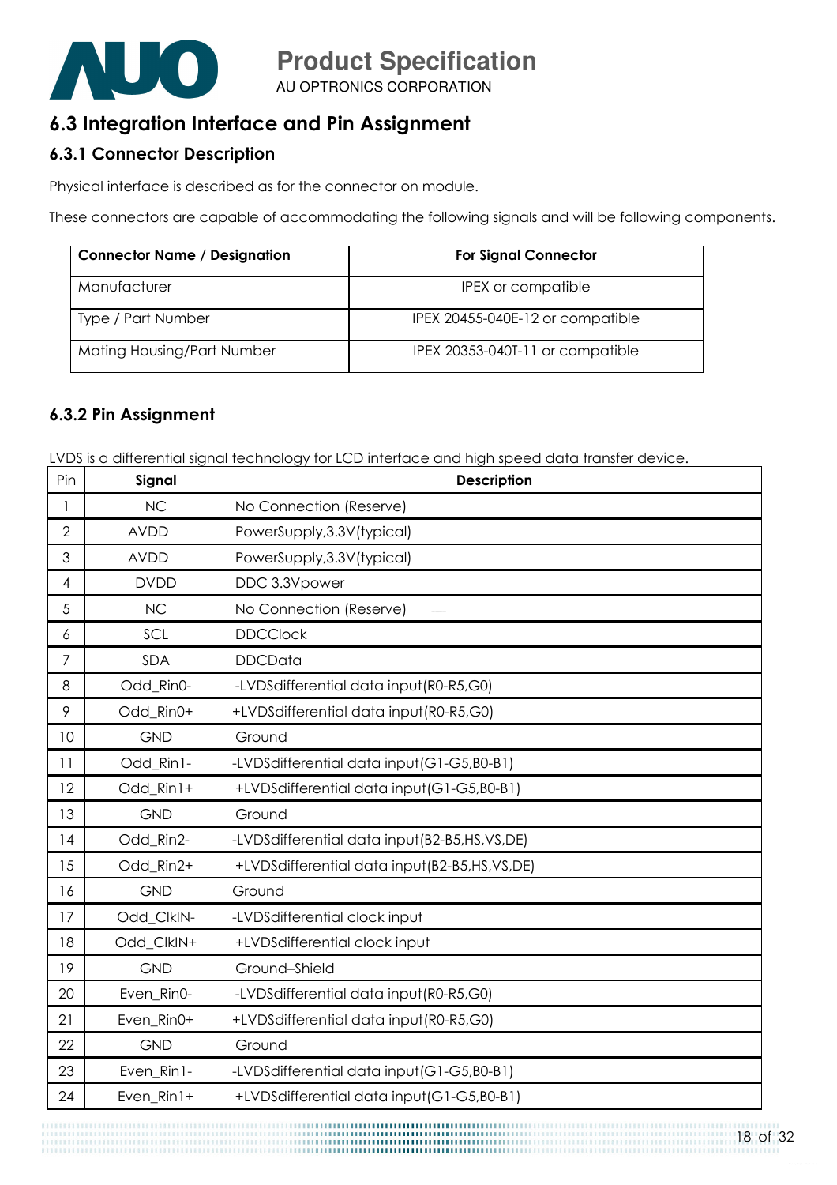## 6.3 Integration Interface and Pin Assignment

### 6.3.1 Connector Description

Physical interface is described as for the connector on module.

These connectors are capable of accommodating the following signals and will be following components.

| Connector Name / Designation | For Signal Connector |
|---|---|
| Manufacturer | IPEX or compatible |
| Type / Part Number | IPEX 20455-040E-12 or compatible |
| Mating Housing/Part Number | IPEX 20353-040T-11 or compatible |

### 6.3.2 Pin Assignment

LVDS is a differential signal technology for LCD interface and high speed data transfer device.

| Pin | Signal | Description |
|---|---|---|
| 1 | NC | No Connection (Reserve) |
| 2 | AVDD | PowerSupply,3.3V(typical) |
| 3 | AVDD | PowerSupply,3.3V(typical) |
| 4 | DVDD | DDC 3.3Vpower |
| 5 | NC | No Connection (Reserve) |
| 6 | SCL | DDCClock |
| 7 | SDA | DDCData |
| 8 | Odd_Rin0- | -LVDSdifferential data input(R0-R5,G0) |
| 9 | Odd_Rin0+ | +LVDSdifferential data input(R0-R5,G0) |
| 10 | GND | Ground |
| 11 | Odd_Rin1- | -LVDSdifferential data input(G1-G5,B0-B1) |
| 12 | Odd_Rin1+ | +LVDSdifferential data input(G1-G5,B0-B1) |
| 13 | GND | Ground |
| 14 | Odd_Rin2- | -LVDSdifferential data input(B2-B5,HS,VS,DE) |
| 15 | Odd_Rin2+ | +LVDSdifferential data input(B2-B5,HS,VS,DE) |
| 16 | GND | Ground |
| 17 | Odd_ClkIN- | -LVDSdifferential clock input |
| 18 | Odd_ClkIN+ | +LVDSdifferential clock input |
| 19 | GND | Ground–Shield |
| 20 | Even_Rin0- | -LVDSdifferential data input(R0-R5,G0) |
| 21 | Even_Rin0+ | +LVDSdifferential data input(R0-R5,G0) |
| 22 | GND | Ground |
| 23 | Even_Rin1- | -LVDSdifferential data input(G1-G5,B0-B1) |
| 24 | Even_Rin1+ | +LVDSdifferential data input(G1-G5,B0-B1) |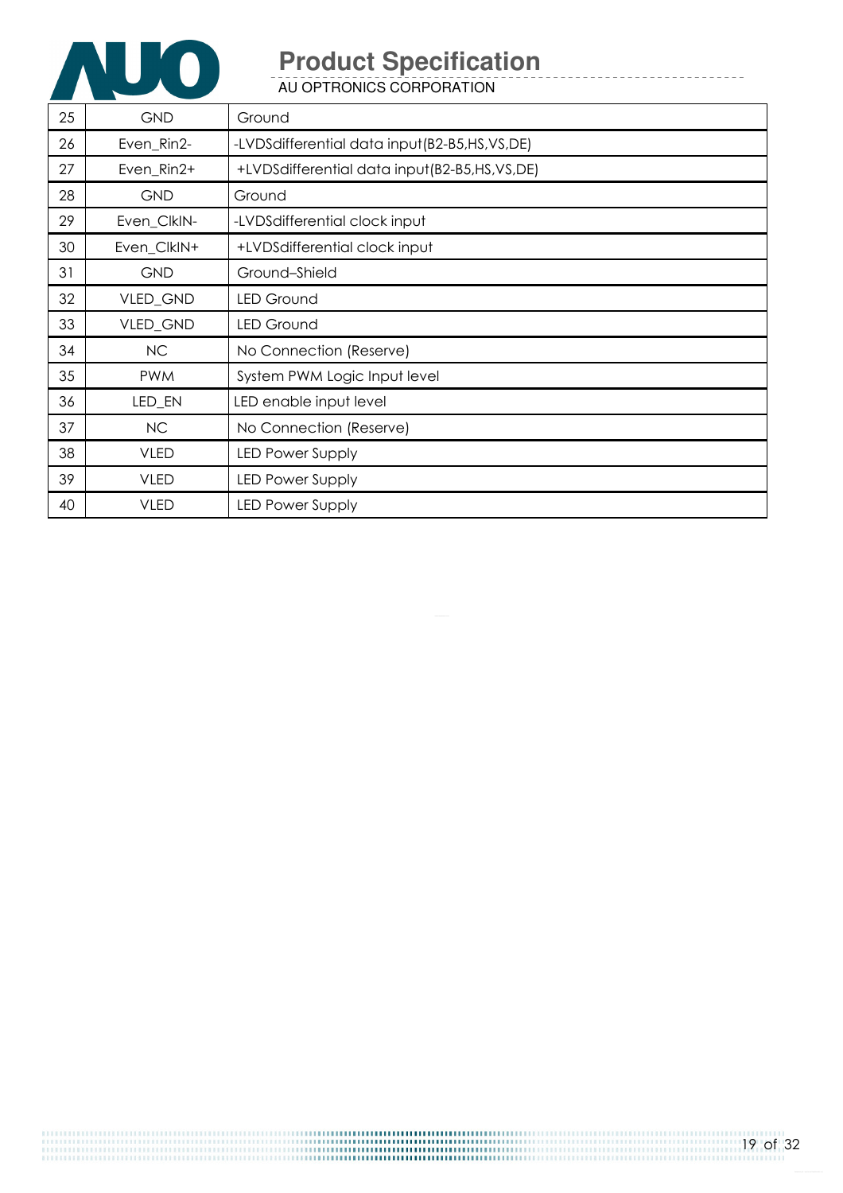| 25 | GND | Ground |
|---|---|---|
| 26 | Even_Rin2- | -LVDSdifferential data input(B2-B5,HS,VS,DE) |
| 27 | Even_Rin2+ | +LVDSdifferential data input(B2-B5,HS,VS,DE) |
| 28 | GND | Ground |
| 29 | Even_ClkIN- | -LVDSdifferential clock input |
| 30 | Even_ClkIN+ | +LVDSdifferential clock input |
| 31 | GND | Ground–Shield |
| 32 | VLED_GND | LED Ground |
| 33 | VLED_GND | LED Ground |
| 34 | NC | No Connection (Reserve) |
| 35 | PWM | System PWM Logic Input level |
| 36 | LED_EN | LED enable input level |
| 37 | NC | No Connection (Reserve) |
| 38 | VLED | LED Power Supply |
| 39 | VLED | LED Power Supply |
| 40 | VLED | LED Power Supply |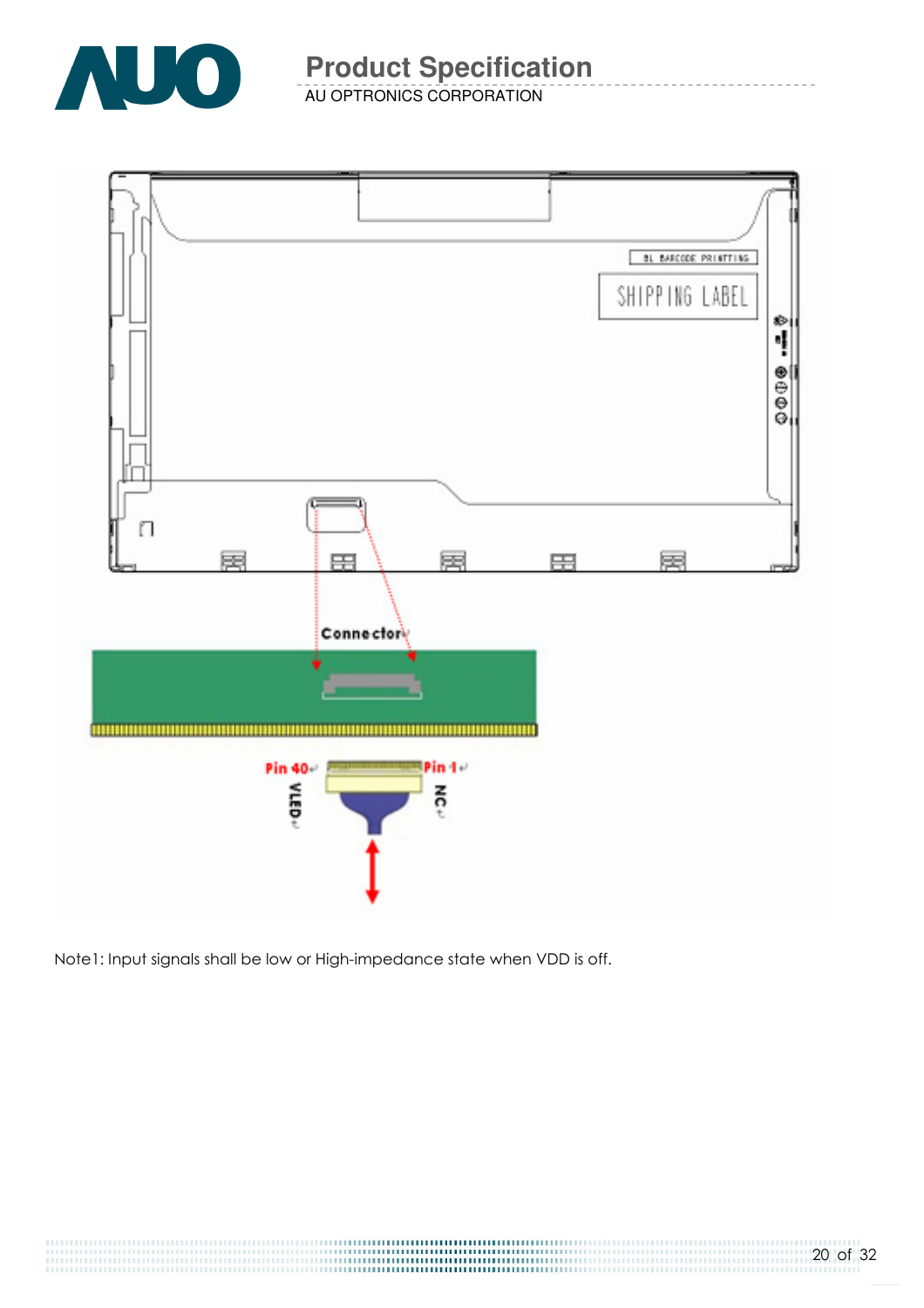Note1: Input signals shall be low or High-impedance state when VDD is off.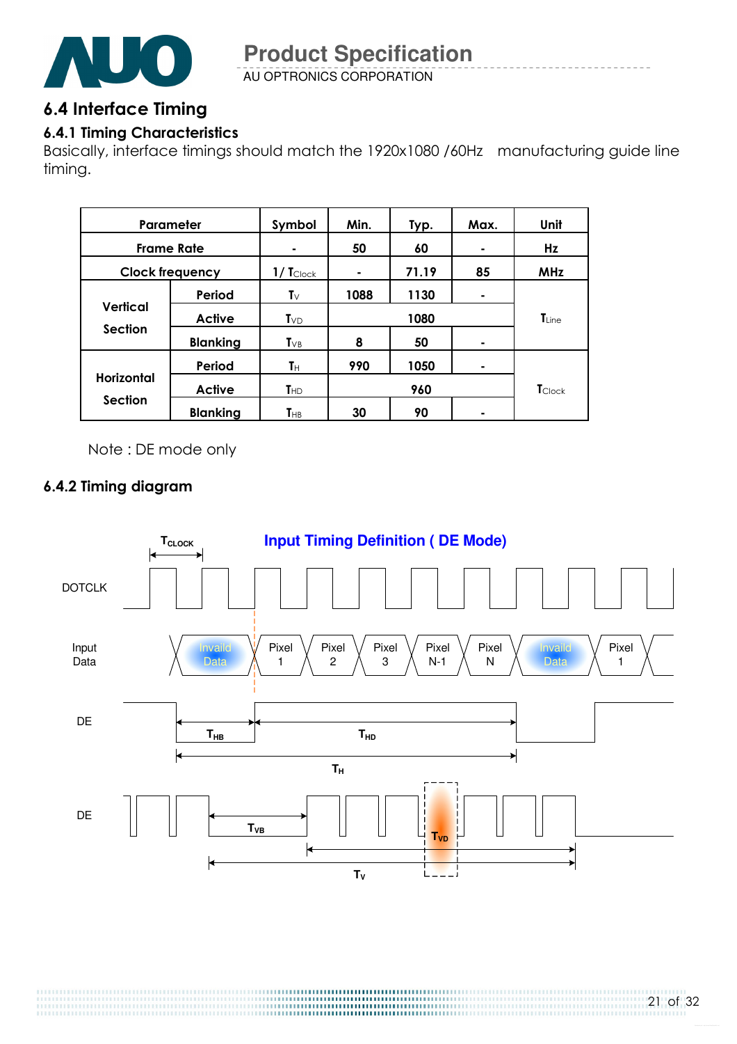## 6.4 Interface Timing

### 6.4.1 Timing Characteristics

Basically, interface timings should match the 1920x1080 /60Hz manufacturing guide line timing.

| Parameter | | Symbol | Min. | Typ. | Max. | Unit |
|---|---|---|---|---|---|---|
| Frame Rate | | - | 50 | 60 | - | Hz |
| Clock frequency | | $1/T_{Clock}$ | - | 71.19 | 85 | MHz |
| Vertical Section | Period | $T_V$ | 1088 | 1130 | - | $T_{Line}$ |
| | Active | $T_{VD}$ | | 1080 | | |
| | Blanking | $T_{VB}$ | 8 | 50 | - | |
| Horizontal Section | Period | $T_H$ | 990 | 1050 | - | $T_{Clock}$ |
| | Active | $T_{HD}$ | | 960 | | |
| | Blanking | $T_{HB}$ | 30 | 90 | - | |

Note : DE mode only

### 6.4.2 Timing diagram

**Input Timing Definition ( DE Mode)**

DOTCLK, Input Data (Invaild Data, Pixel 1, Pixel 2, Pixel 3, Pixel N-1, Pixel N, Invaild Data, Pixel 1), DE ($T_{CLOCK}$, $T_{HB}$, $T_{HD}$, $T_H$), DE ($T_{VB}$, $T_{VD}$, $T_V$)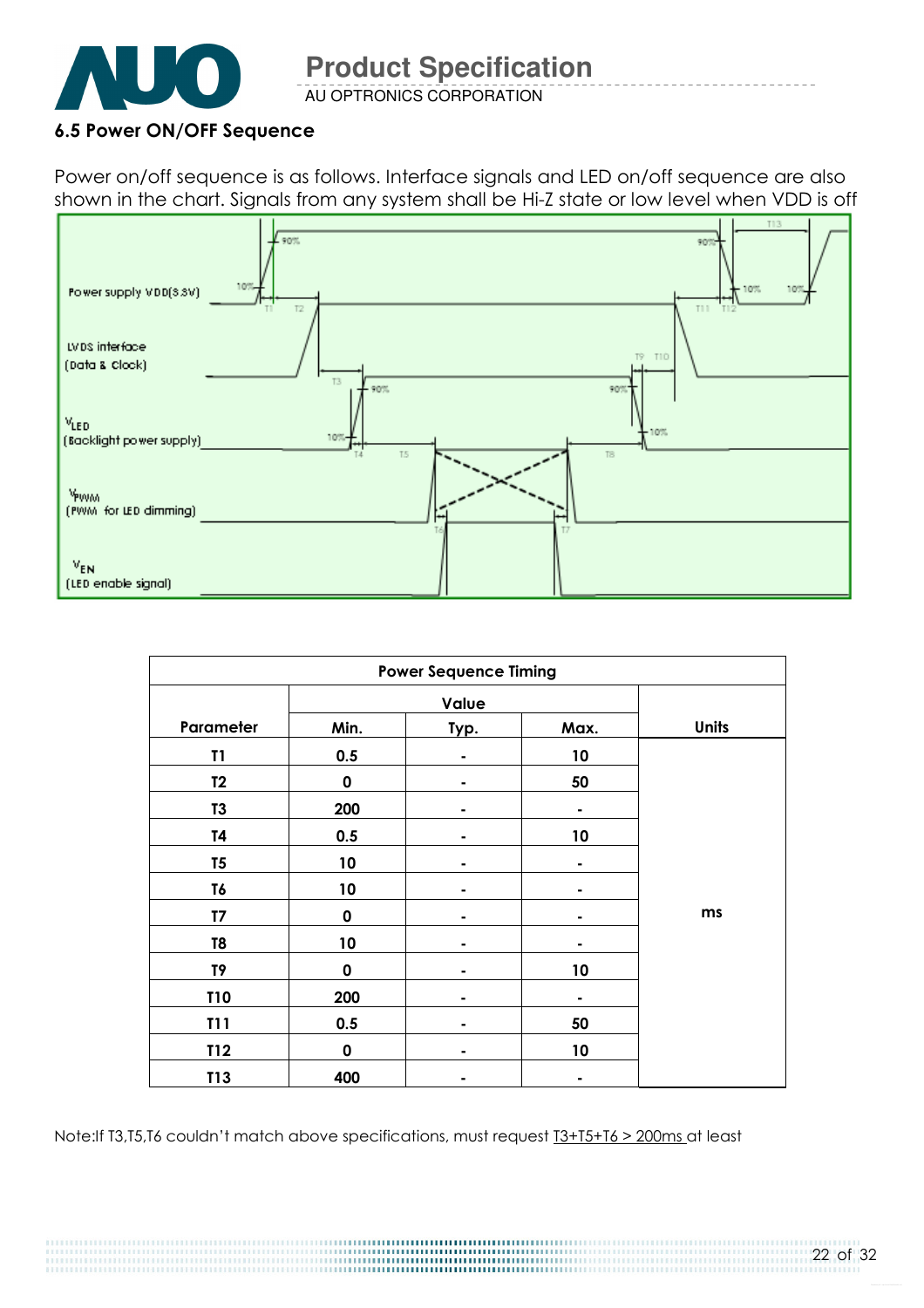### 6.5 Power ON/OFF Sequence

Power on/off sequence is as follows. Interface signals and LED on/off sequence are also shown in the chart. Signals from any system shall be Hi-Z state or low level when VDD is off

| Power Sequence Timing | | | | |
|---|---|---|---|---|
| Parameter | Value | | | Units |
| | Min. | Typ. | Max. | |
| T1 | 0.5 | - | 10 | ms |
| T2 | 0 | - | 50 | |
| T3 | 200 | - | - | |
| T4 | 0.5 | - | 10 | |
| T5 | 10 | - | - | |
| T6 | 10 | - | - | |
| T7 | 0 | - | - | |
| T8 | 10 | - | - | |
| T9 | 0 | - | 10 | |
| T10 | 200 | - | - | |
| T11 | 0.5 | - | 50 | |
| T12 | 0 | - | 10 | |
| T13 | 400 | - | - | |

Note:If T3,T5,T6 couldn't match above specifications, must request T3+T5+T6 > 200ms at least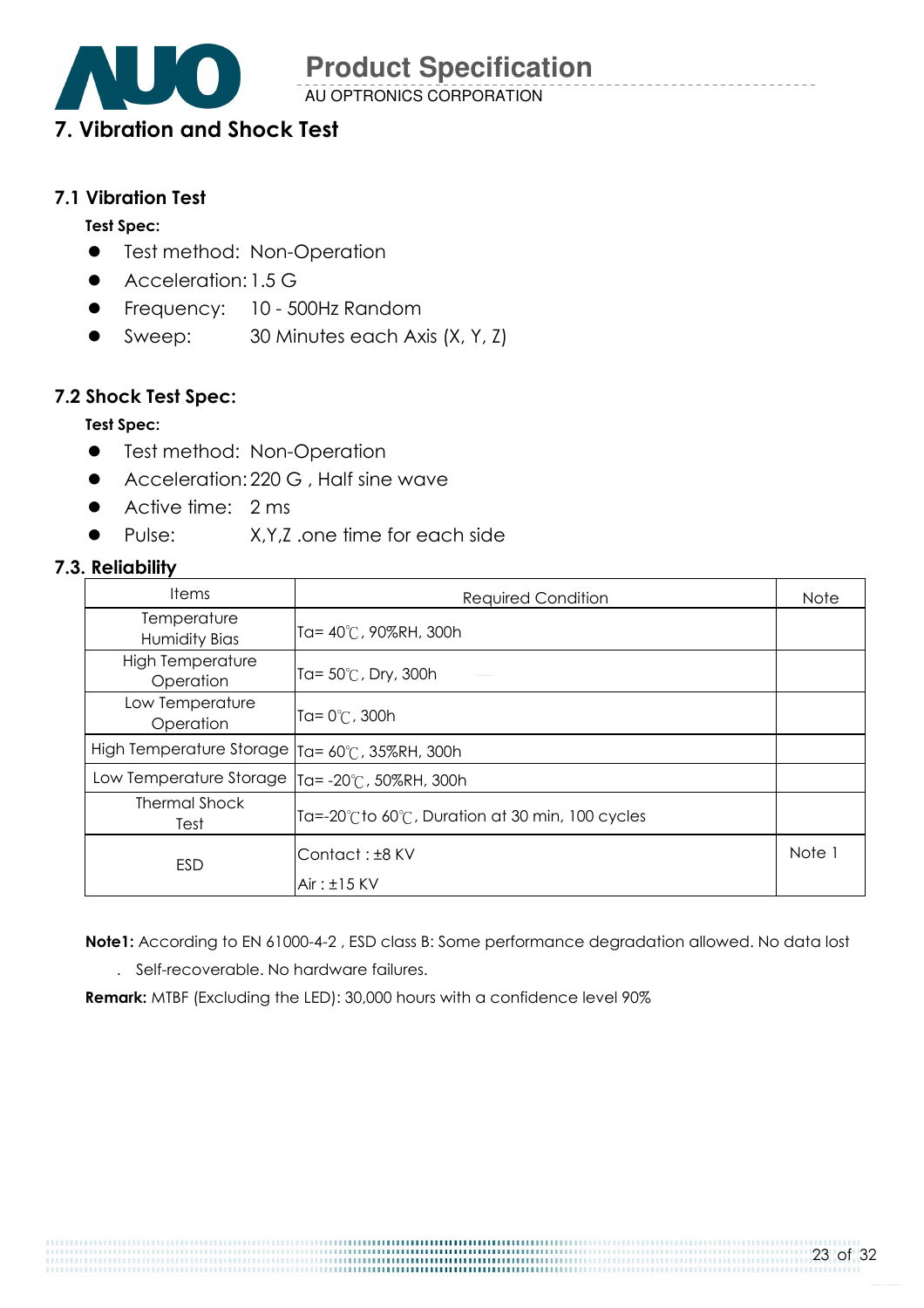# 7. Vibration and Shock Test

## 7.1 Vibration Test

**Test Spec:**

- Test method: Non-Operation
- Acceleration: 1.5 G
- Frequency: 10 - 500Hz Random
- Sweep: 30 Minutes each Axis (X, Y, Z)

## 7.2 Shock Test Spec:

**Test Spec:**

- Test method: Non-Operation
- Acceleration: 220 G , Half sine wave
- Active time: 2 ms
- Pulse: X,Y,Z .one time for each side

## 7.3. Reliability

| Items | Required Condition | Note |
|---|---|---|
| Temperature Humidity Bias | Ta= 40℃, 90%RH, 300h | |
| High Temperature Operation | Ta= 50℃, Dry, 300h | |
| Low Temperature Operation | Ta= 0℃, 300h | |
| High Temperature Storage | Ta= 60℃, 35%RH, 300h | |
| Low Temperature Storage | Ta= -20℃, 50%RH, 300h | |
| Thermal Shock Test | Ta=-20℃to 60℃, Duration at 30 min, 100 cycles | |
| ESD | Contact : ±8 KV<br>Air : ±15 KV | Note 1 |

**Note1:** According to EN 61000-4-2 , ESD class B: Some performance degradation allowed. No data lost . Self-recoverable. No hardware failures.

**Remark:** MTBF (Excluding the LED): 30,000 hours with a confidence level 90%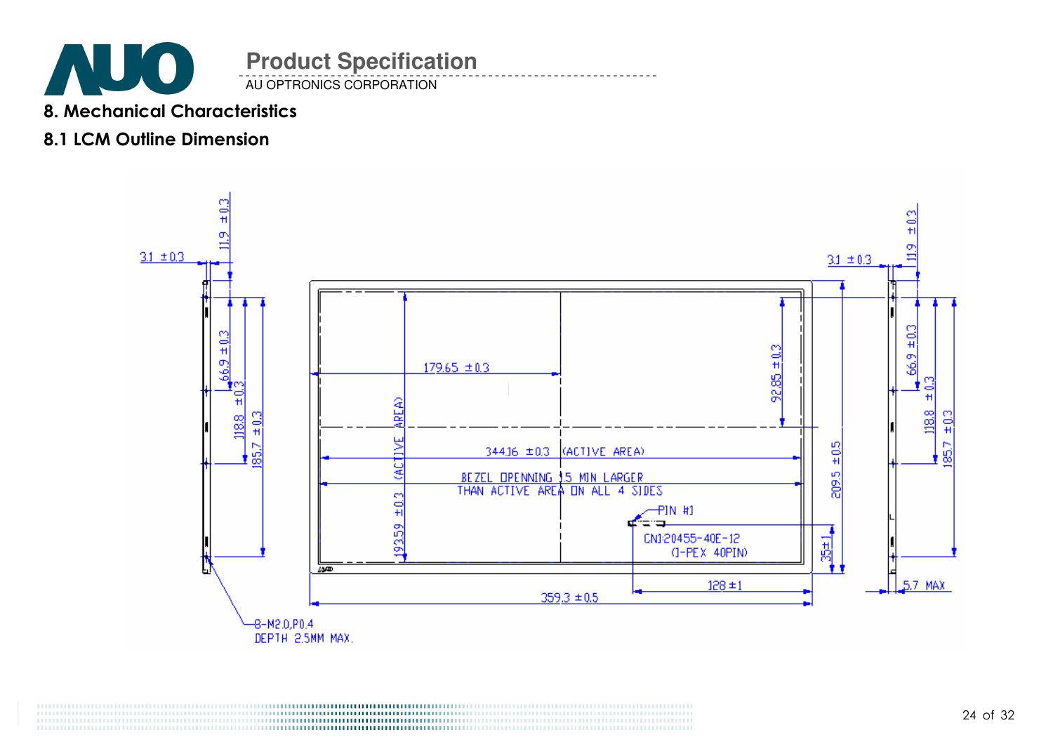# 8. Mechanical Characteristics

## 8.1 LCM Outline Dimension

3.1 ±0.3

11.9 ±0.3

66.9 ±0.3

118.8 ±0.3

185.7 ±0.3

179.65 ±0.3

92.85 ±0.3

344.16 ±0.3 (ACTIVE AREA)

BEZEL OPENNING 1.5 MIN LARGER THAN ACTIVE AREA ON ALL 4 SIDES

193.59 ±0.3 (ACTIVE AREA)

PIN #1

CN1:20455-40E-12 (I-PEX 40PIN)

209.5 ±0.5

35±1

128 ±1

359.3 ±0.5

5.7 MAX

8-M2.0,P0.4 DEPTH 2.5MM MAX.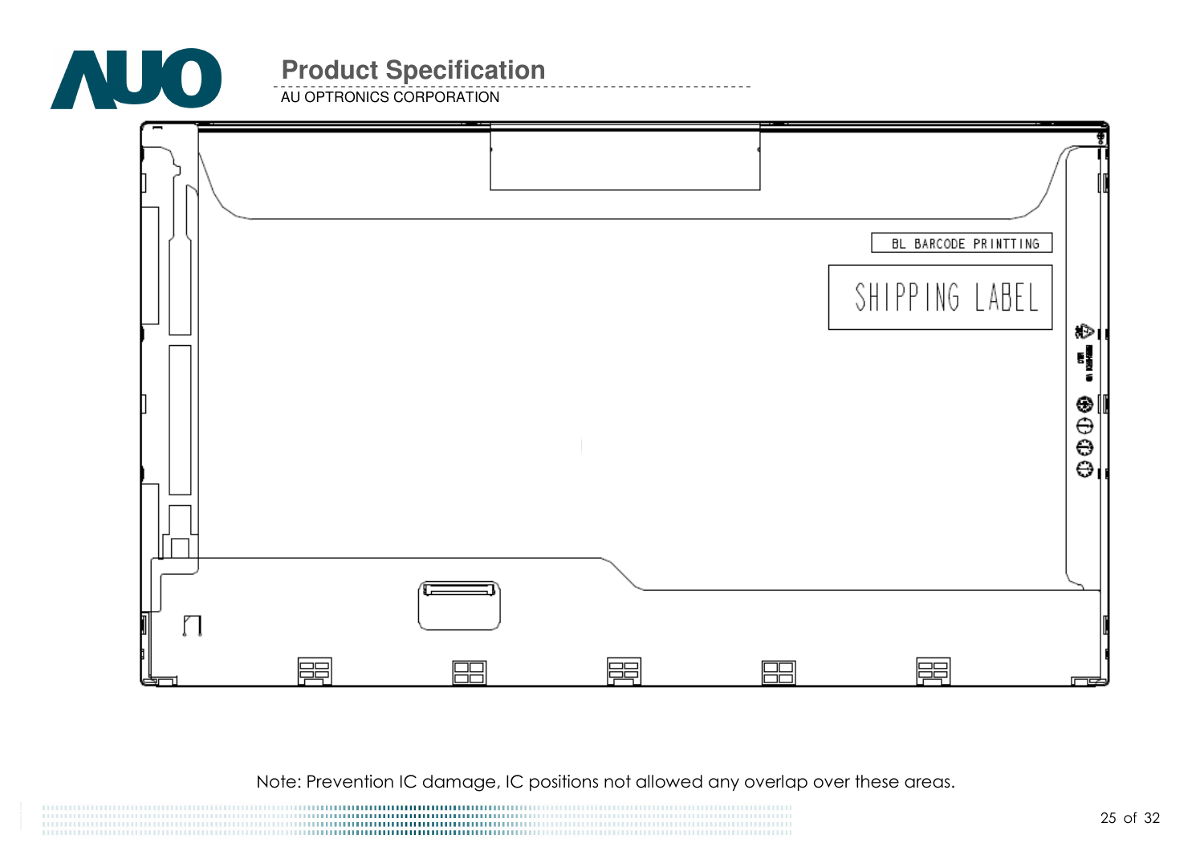BL BARCODE PRINTTING

SHIPPING LABEL

Note: Prevention IC damage, IC positions not allowed any overlap over these areas.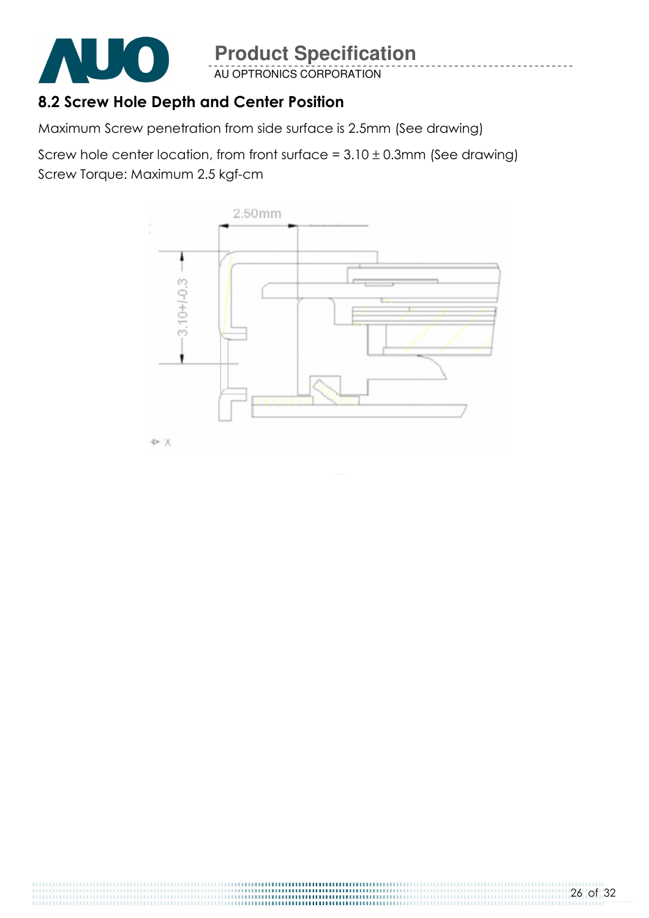## 8.2 Screw Hole Depth and Center Position

Maximum Screw penetration from side surface is 2.5mm (See drawing)

Screw hole center location, from front surface = 3.10 ± 0.3mm (See drawing)
Screw Torque: Maximum 2.5 kgf-cm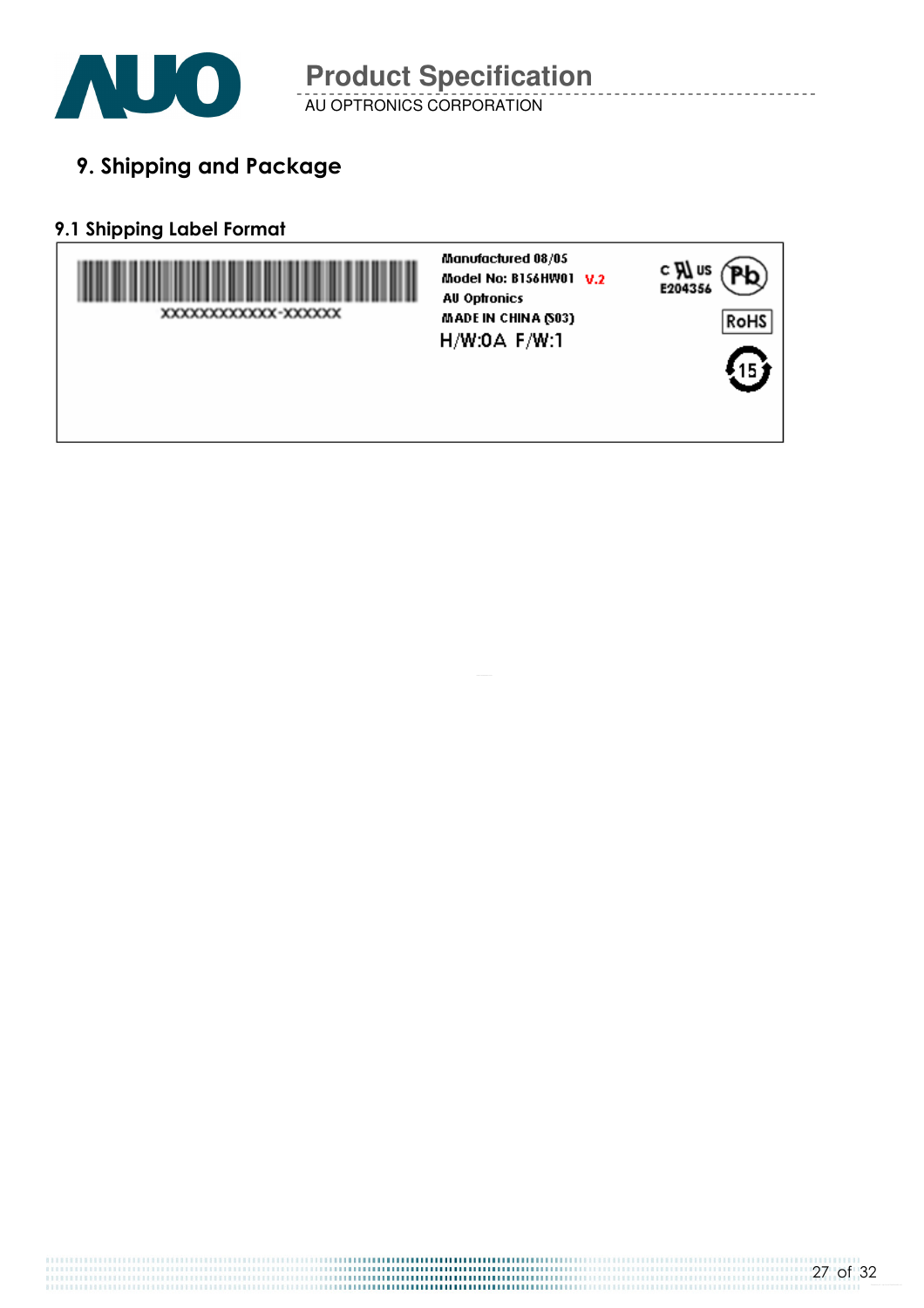# 9. Shipping and Package

## 9.1 Shipping Label Format

XXXXXXXXXXXX-XXXXXX

Manufactured 08/05
Model No: B156HW01 V.2
AU Optronics
MADE IN CHINA (S03)
H/W:0A F/W:1

c UL us
E204356

Pb

RoHS

15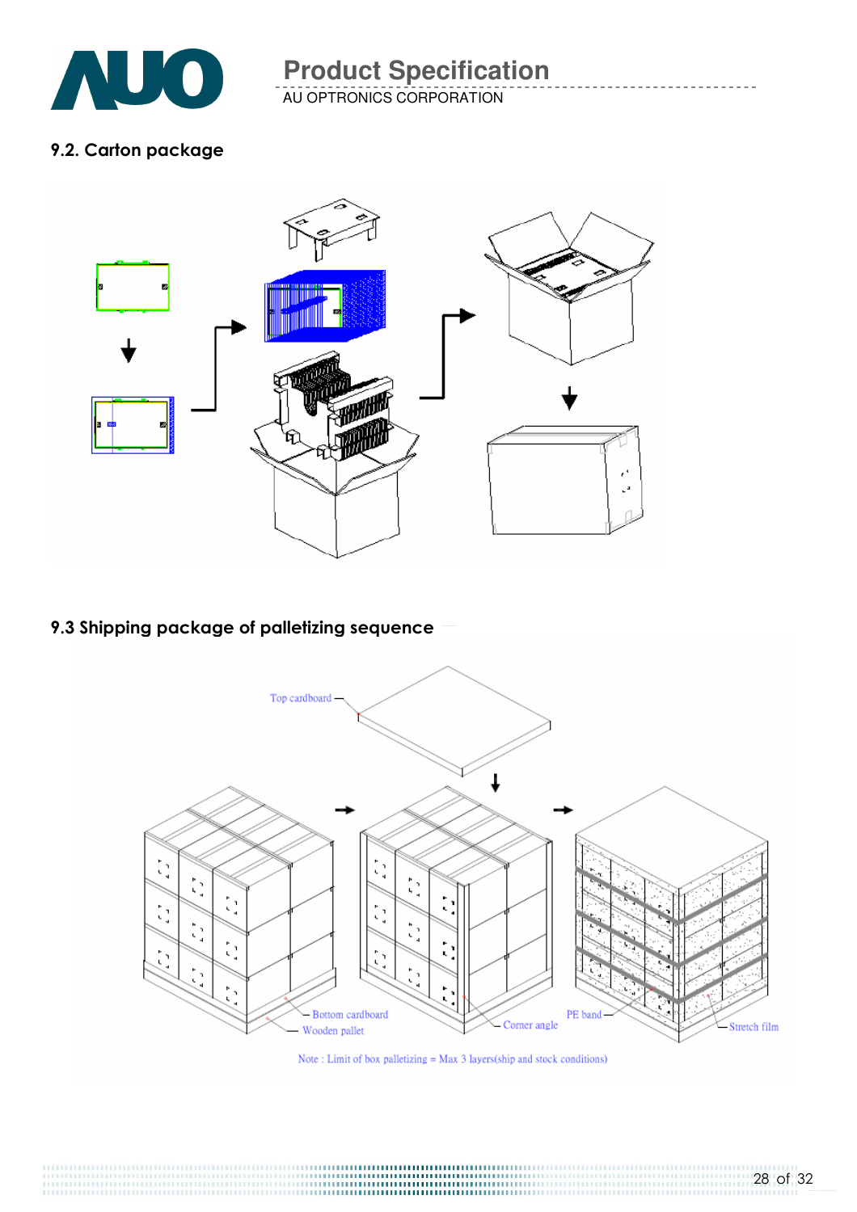## 9.2. Carton package

## 9.3 Shipping package of palletizing sequence

Top cardboard

Bottom cardboard

Wooden pallet

Corner angle

PE band

Stretch film

Note : Limit of box palletizing = Max 3 layers(ship and stock conditions)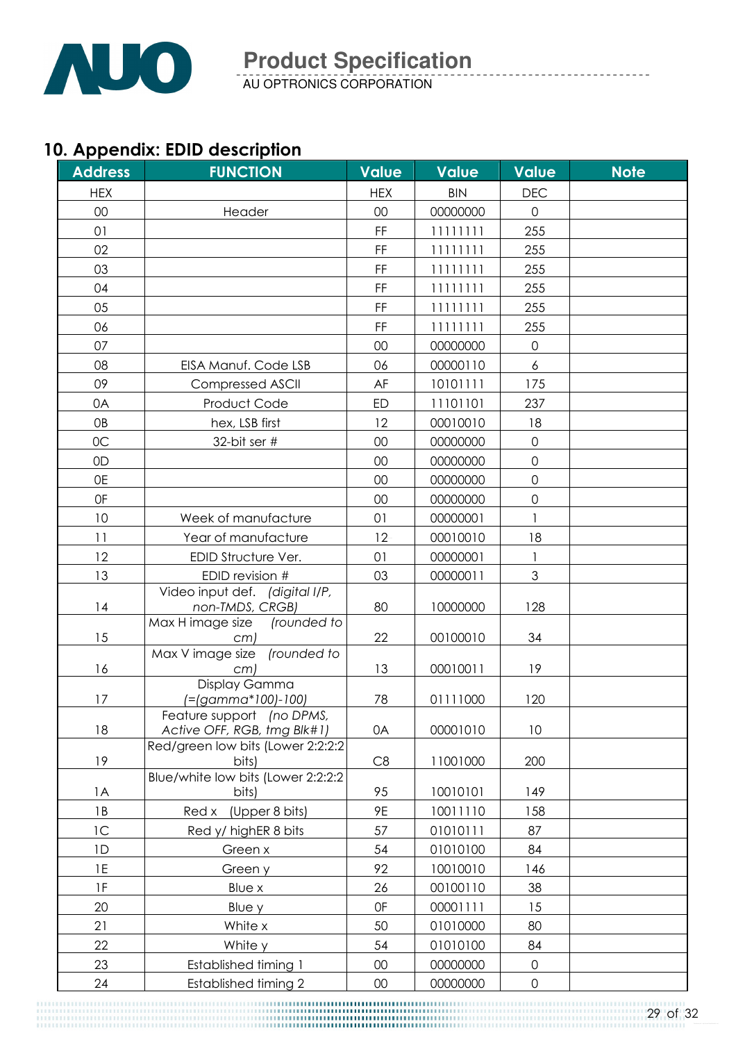## 10. Appendix: EDID description

| Address | FUNCTION | Value | Value | Value | Note |
|---|---|---|---|---|---|
| HEX | | HEX | BIN | DEC | |
| 00 | Header | 00 | 00000000 | 0 | |
| 01 | | FF | 11111111 | 255 | |
| 02 | | FF | 11111111 | 255 | |
| 03 | | FF | 11111111 | 255 | |
| 04 | | FF | 11111111 | 255 | |
| 05 | | FF | 11111111 | 255 | |
| 06 | | FF | 11111111 | 255 | |
| 07 | | 00 | 00000000 | 0 | |
| 08 | EISA Manuf. Code LSB | 06 | 00000110 | 6 | |
| 09 | Compressed ASCII | AF | 10101111 | 175 | |
| 0A | Product Code | ED | 11101101 | 237 | |
| 0B | hex, LSB first | 12 | 00010010 | 18 | |
| 0C | 32-bit ser # | 00 | 00000000 | 0 | |
| 0D | | 00 | 00000000 | 0 | |
| 0E | | 00 | 00000000 | 0 | |
| 0F | | 00 | 00000000 | 0 | |
| 10 | Week of manufacture | 01 | 00000001 | 1 | |
| 11 | Year of manufacture | 12 | 00010010 | 18 | |
| 12 | EDID Structure Ver. | 01 | 00000001 | 1 | |
| 13 | EDID revision # | 03 | 00000011 | 3 | |
| 14 | Video input def. *(digital I/P, non-TMDS, CRGB)* | 80 | 10000000 | 128 | |
| 15 | Max H image size *(rounded to cm)* | 22 | 00100010 | 34 | |
| 16 | Max V image size *(rounded to cm)* | 13 | 00010011 | 19 | |
| 17 | Display Gamma *(=(gamma*100)-100)* | 78 | 01111000 | 120 | |
| 18 | Feature support *(no DPMS, Active OFF, RGB, tmg Blk#1)* | 0A | 00001010 | 10 | |
| 19 | Red/green low bits (Lower 2:2:2:2 bits) | C8 | 11001000 | 200 | |
| 1A | Blue/white low bits (Lower 2:2:2:2 bits) | 95 | 10010101 | 149 | |
| 1B | Red x (Upper 8 bits) | 9E | 10011110 | 158 | |
| 1C | Red y/ highER 8 bits | 57 | 01010111 | 87 | |
| 1D | Green x | 54 | 01010100 | 84 | |
| 1E | Green y | 92 | 10010010 | 146 | |
| 1F | Blue x | 26 | 00100110 | 38 | |
| 20 | Blue y | 0F | 00001111 | 15 | |
| 21 | White x | 50 | 01010000 | 80 | |
| 22 | White y | 54 | 01010100 | 84 | |
| 23 | Established timing 1 | 00 | 00000000 | 0 | |
| 24 | Established timing 2 | 00 | 00000000 | 0 | |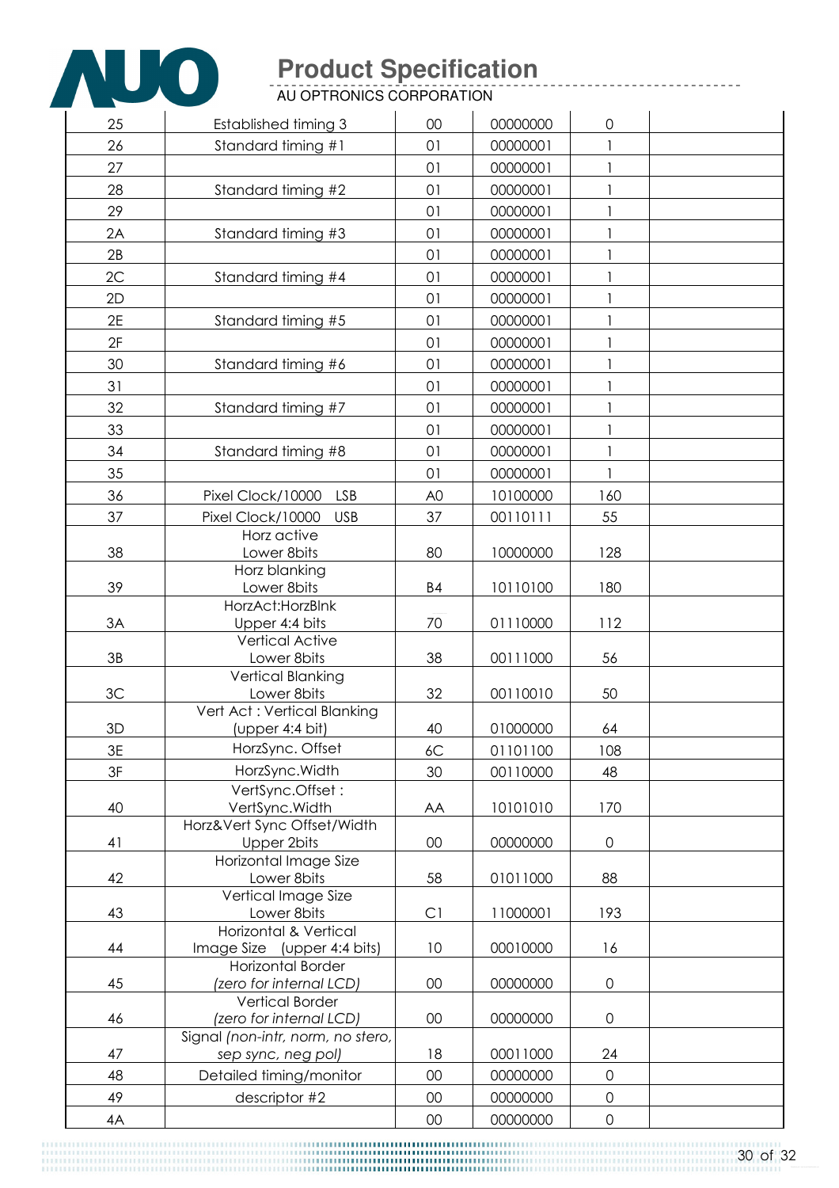| | | | | | |
|---|---|---|---|---|---|
| 25 | Established timing 3 | 00 | 00000000 | 0 | |
| 26 | Standard timing #1 | 01 | 00000001 | 1 | |
| 27 | | 01 | 00000001 | 1 | |
| 28 | Standard timing #2 | 01 | 00000001 | 1 | |
| 29 | | 01 | 00000001 | 1 | |
| 2A | Standard timing #3 | 01 | 00000001 | 1 | |
| 2B | | 01 | 00000001 | 1 | |
| 2C | Standard timing #4 | 01 | 00000001 | 1 | |
| 2D | | 01 | 00000001 | 1 | |
| 2E | Standard timing #5 | 01 | 00000001 | 1 | |
| 2F | | 01 | 00000001 | 1 | |
| 30 | Standard timing #6 | 01 | 00000001 | 1 | |
| 31 | | 01 | 00000001 | 1 | |
| 32 | Standard timing #7 | 01 | 00000001 | 1 | |
| 33 | | 01 | 00000001 | 1 | |
| 34 | Standard timing #8 | 01 | 00000001 | 1 | |
| 35 | | 01 | 00000001 | 1 | |
| 36 | Pixel Clock/10000 LSB | A0 | 10100000 | 160 | |
| 37 | Pixel Clock/10000 USB | 37 | 00110111 | 55 | |
| 38 | Horz active Lower 8bits | 80 | 10000000 | 128 | |
| 39 | Horz blanking Lower 8bits | B4 | 10110100 | 180 | |
| 3A | HorzAct:HorzBlnk Upper 4:4 bits | 70 | 01110000 | 112 | |
| 3B | Vertical Active Lower 8bits | 38 | 00111000 | 56 | |
| 3C | Vertical Blanking Lower 8bits | 32 | 00110010 | 50 | |
| 3D | Vert Act : Vertical Blanking (upper 4:4 bit) | 40 | 01000000 | 64 | |
| 3E | HorzSync. Offset | 6C | 01101100 | 108 | |
| 3F | HorzSync.Width | 30 | 00110000 | 48 | |
| 40 | VertSync.Offset : VertSync.Width | AA | 10101010 | 170 | |
| 41 | Horz&Vert Sync Offset/Width Upper 2bits | 00 | 00000000 | 0 | |
| 42 | Horizontal Image Size Lower 8bits | 58 | 01011000 | 88 | |
| 43 | Vertical Image Size Lower 8bits | C1 | 11000001 | 193 | |
| 44 | Horizontal & Vertical Image Size (upper 4:4 bits) | 10 | 00010000 | 16 | |
| 45 | Horizontal Border *(zero for internal LCD)* | 00 | 00000000 | 0 | |
| 46 | Vertical Border *(zero for internal LCD)* | 00 | 00000000 | 0 | |
| 47 | Signal *(non-intr, norm, no stero, sep sync, neg pol)* | 18 | 00011000 | 24 | |
| 48 | Detailed timing/monitor | 00 | 00000000 | 0 | |
| 49 | descriptor #2 | 00 | 00000000 | 0 | |
| 4A | | 00 | 00000000 | 0 | |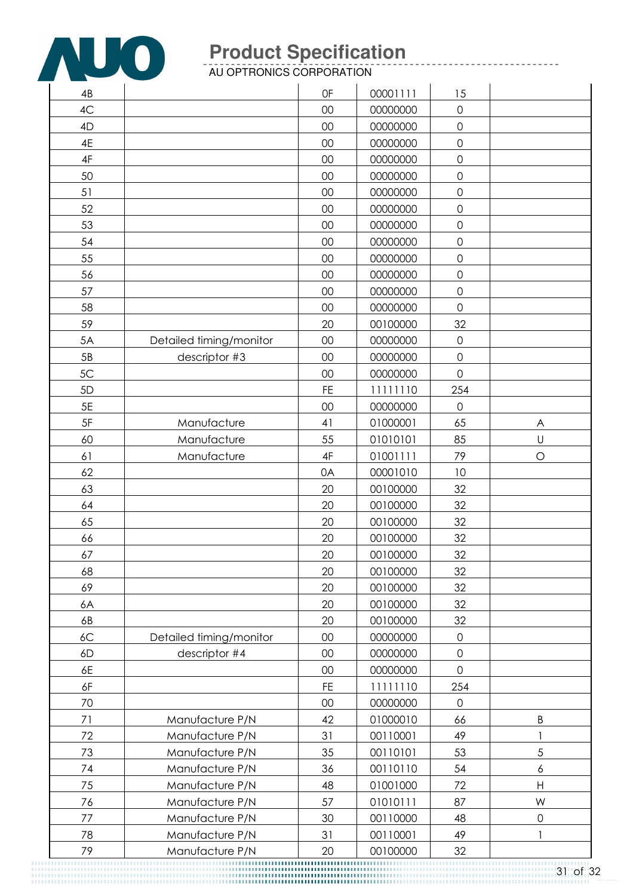| 4B | | 0F | 00001111 | 15 | |
|---|---|---|---|---|---|
| 4C | | 00 | 00000000 | 0 | |
| 4D | | 00 | 00000000 | 0 | |
| 4E | | 00 | 00000000 | 0 | |
| 4F | | 00 | 00000000 | 0 | |
| 50 | | 00 | 00000000 | 0 | |
| 51 | | 00 | 00000000 | 0 | |
| 52 | | 00 | 00000000 | 0 | |
| 53 | | 00 | 00000000 | 0 | |
| 54 | | 00 | 00000000 | 0 | |
| 55 | | 00 | 00000000 | 0 | |
| 56 | | 00 | 00000000 | 0 | |
| 57 | | 00 | 00000000 | 0 | |
| 58 | | 00 | 00000000 | 0 | |
| 59 | | 20 | 00100000 | 32 | |
| 5A | Detailed timing/monitor | 00 | 00000000 | 0 | |
| 5B | descriptor #3 | 00 | 00000000 | 0 | |
| 5C | | 00 | 00000000 | 0 | |
| 5D | | FE | 11111110 | 254 | |
| 5E | | 00 | 00000000 | 0 | |
| 5F | Manufacture | 41 | 01000001 | 65 | A |
| 60 | Manufacture | 55 | 01010101 | 85 | U |
| 61 | Manufacture | 4F | 01001111 | 79 | O |
| 62 | | 0A | 00001010 | 10 | |
| 63 | | 20 | 00100000 | 32 | |
| 64 | | 20 | 00100000 | 32 | |
| 65 | | 20 | 00100000 | 32 | |
| 66 | | 20 | 00100000 | 32 | |
| 67 | | 20 | 00100000 | 32 | |
| 68 | | 20 | 00100000 | 32 | |
| 69 | | 20 | 00100000 | 32 | |
| 6A | | 20 | 00100000 | 32 | |
| 6B | | 20 | 00100000 | 32 | |
| 6C | Detailed timing/monitor | 00 | 00000000 | 0 | |
| 6D | descriptor #4 | 00 | 00000000 | 0 | |
| 6E | | 00 | 00000000 | 0 | |
| 6F | | FE | 11111110 | 254 | |
| 70 | | 00 | 00000000 | 0 | |
| 71 | Manufacture P/N | 42 | 01000010 | 66 | B |
| 72 | Manufacture P/N | 31 | 00110001 | 49 | 1 |
| 73 | Manufacture P/N | 35 | 00110101 | 53 | 5 |
| 74 | Manufacture P/N | 36 | 00110110 | 54 | 6 |
| 75 | Manufacture P/N | 48 | 01001000 | 72 | H |
| 76 | Manufacture P/N | 57 | 01010111 | 87 | W |
| 77 | Manufacture P/N | 30 | 00110000 | 48 | 0 |
| 78 | Manufacture P/N | 31 | 00110001 | 49 | 1 |
| 79 | Manufacture P/N | 20 | 00100000 | 32 | |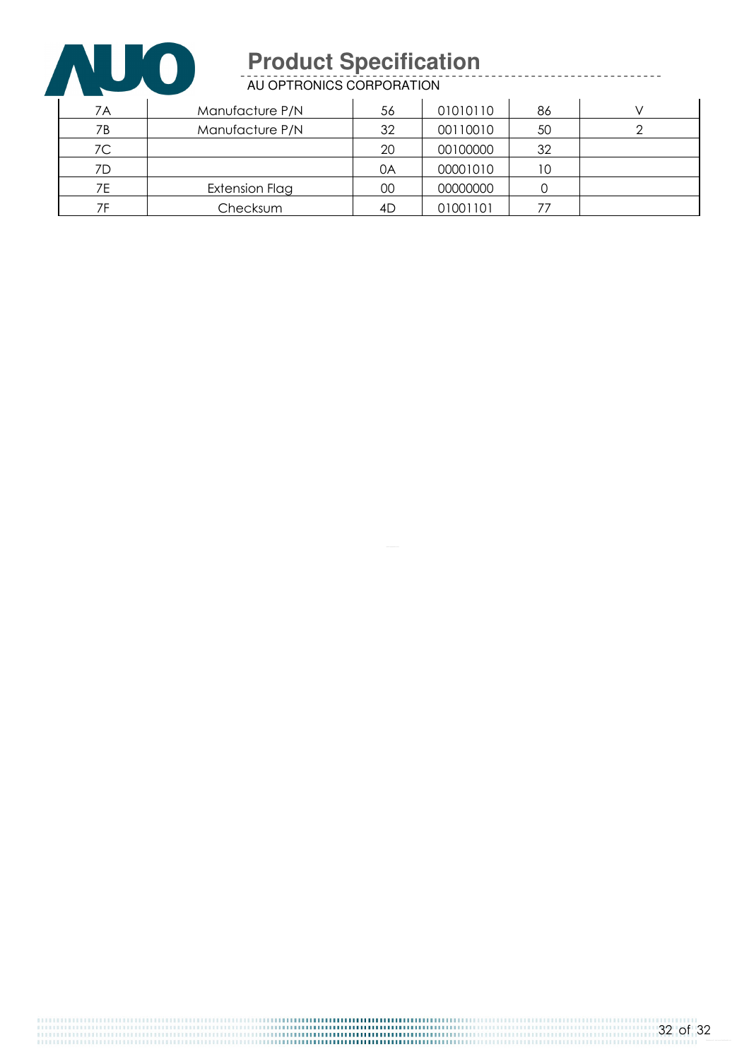| | | | | | |
|---|---|---|---|---|---|
| 7A | Manufacture P/N | 56 | 01010110 | 86 | V |
| 7B | Manufacture P/N | 32 | 00110010 | 50 | 2 |
| 7C | | 20 | 00100000 | 32 | |
| 7D | | 0A | 00001010 | 10 | |
| 7E | Extension Flag | 00 | 00000000 | 0 | |
| 7F | Checksum | 4D | 01001101 | 77 | |